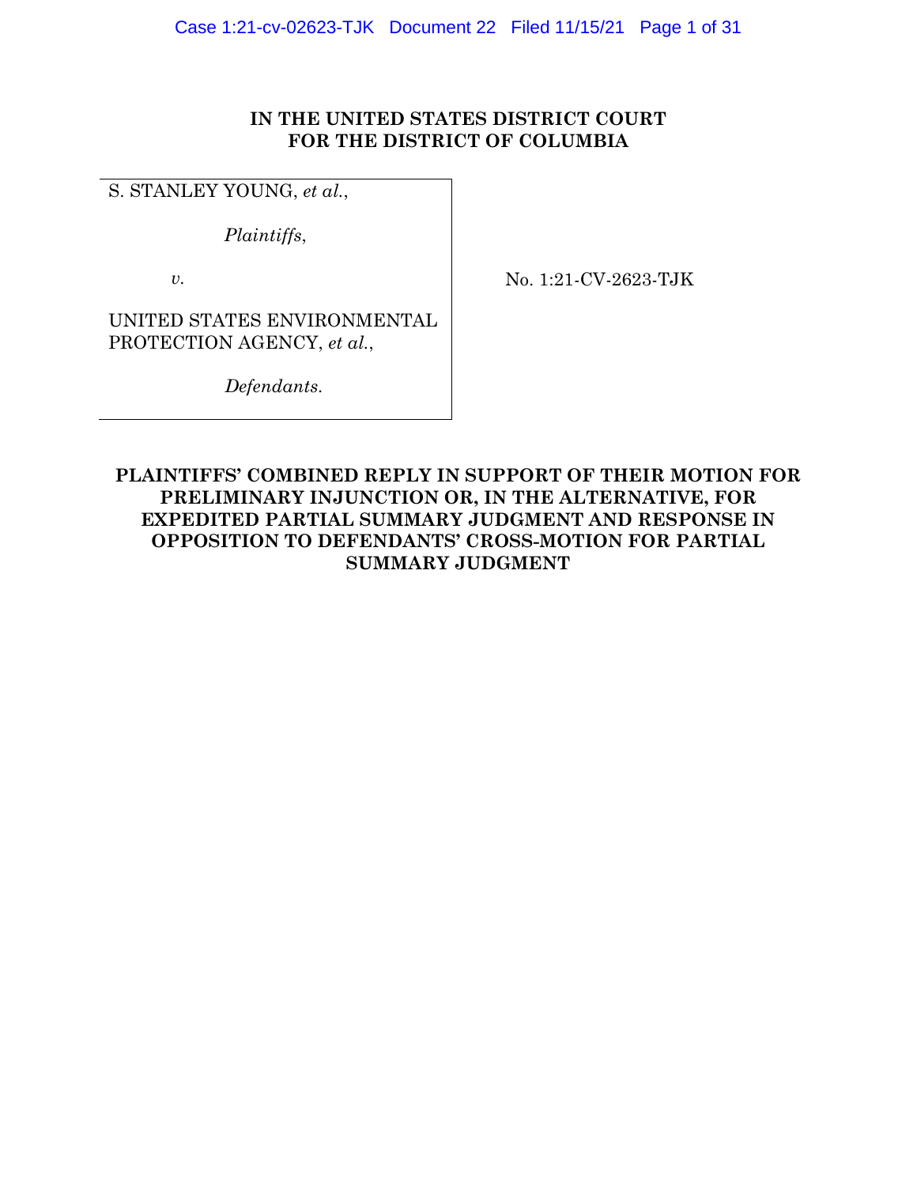**IN THE UNITED STATES DISTRICT COURT**
**FOR THE DISTRICT OF COLUMBIA**

S. STANLEY YOUNG, *et al.*,

*Plaintiffs*,

*v.*

UNITED STATES ENVIRONMENTAL PROTECTION AGENCY, *et al.*,

*Defendants.*

No. 1:21-CV-2623-TJK

**PLAINTIFFS' COMBINED REPLY IN SUPPORT OF THEIR MOTION FOR PRELIMINARY INJUNCTION OR, IN THE ALTERNATIVE, FOR EXPEDITED PARTIAL SUMMARY JUDGMENT AND RESPONSE IN OPPOSITION TO DEFENDANTS' CROSS-MOTION FOR PARTIAL SUMMARY JUDGMENT**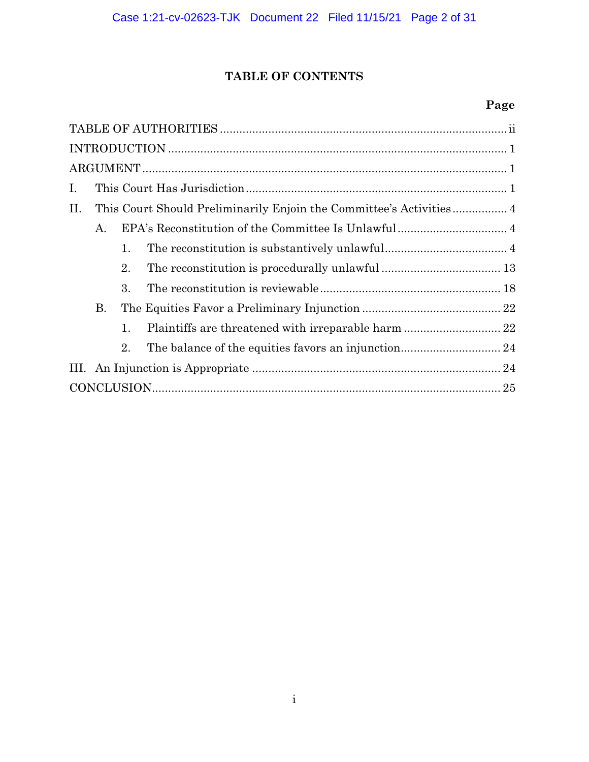## TABLE OF CONTENTS

| | Page |
|---|---|
| TABLE OF AUTHORITIES | ii |
| INTRODUCTION | 1 |
| ARGUMENT | 1 |
| I. This Court Has Jurisdiction | 1 |
| II. This Court Should Preliminarily Enjoin the Committee's Activities | 4 |
| A. EPA's Reconstitution of the Committee Is Unlawful | 4 |
| 1. The reconstitution is substantively unlawful | 4 |
| 2. The reconstitution is procedurally unlawful | 13 |
| 3. The reconstitution is reviewable | 18 |
| B. The Equities Favor a Preliminary Injunction | 22 |
| 1. Plaintiffs are threatened with irreparable harm | 22 |
| 2. The balance of the equities favors an injunction | 24 |
| III. An Injunction is Appropriate | 24 |
| CONCLUSION | 25 |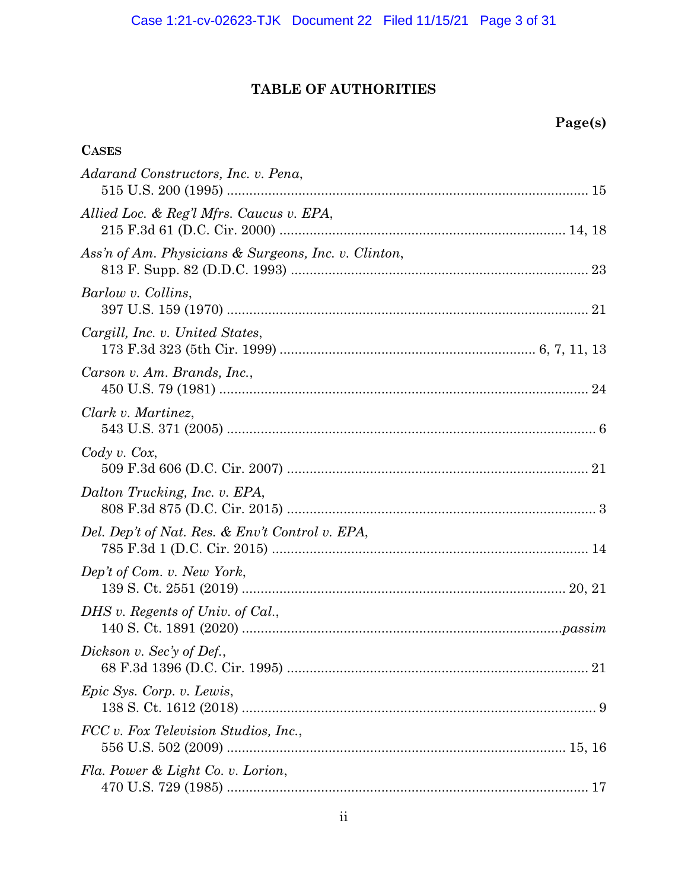## TABLE OF AUTHORITIES

**Page(s)**

**CASES**

*Adarand Constructors, Inc. v. Pena*,
515 U.S. 200 (1995) .......... 15

*Allied Loc. & Reg'l Mfrs. Caucus v. EPA*,
215 F.3d 61 (D.C. Cir. 2000) .......... 14, 18

*Ass'n of Am. Physicians & Surgeons, Inc. v. Clinton*,
813 F. Supp. 82 (D.D.C. 1993) .......... 23

*Barlow v. Collins*,
397 U.S. 159 (1970) .......... 21

*Cargill, Inc. v. United States*,
173 F.3d 323 (5th Cir. 1999) .......... 6, 7, 11, 13

*Carson v. Am. Brands, Inc.*,
450 U.S. 79 (1981) .......... 24

*Clark v. Martinez*,
543 U.S. 371 (2005) .......... 6

*Cody v. Cox*,
509 F.3d 606 (D.C. Cir. 2007) .......... 21

*Dalton Trucking, Inc. v. EPA*,
808 F.3d 875 (D.C. Cir. 2015) .......... 3

*Del. Dep't of Nat. Res. & Env't Control v. EPA*,
785 F.3d 1 (D.C. Cir. 2015) .......... 14

*Dep't of Com. v. New York*,
139 S. Ct. 2551 (2019) .......... 20, 21

*DHS v. Regents of Univ. of Cal.*,
140 S. Ct. 1891 (2020) .......... *passim*

*Dickson v. Sec'y of Def.*,
68 F.3d 1396 (D.C. Cir. 1995) .......... 21

*Epic Sys. Corp. v. Lewis*,
138 S. Ct. 1612 (2018) .......... 9

*FCC v. Fox Television Studios, Inc.*,
556 U.S. 502 (2009) .......... 15, 16

*Fla. Power & Light Co. v. Lorion*,
470 U.S. 729 (1985) .......... 17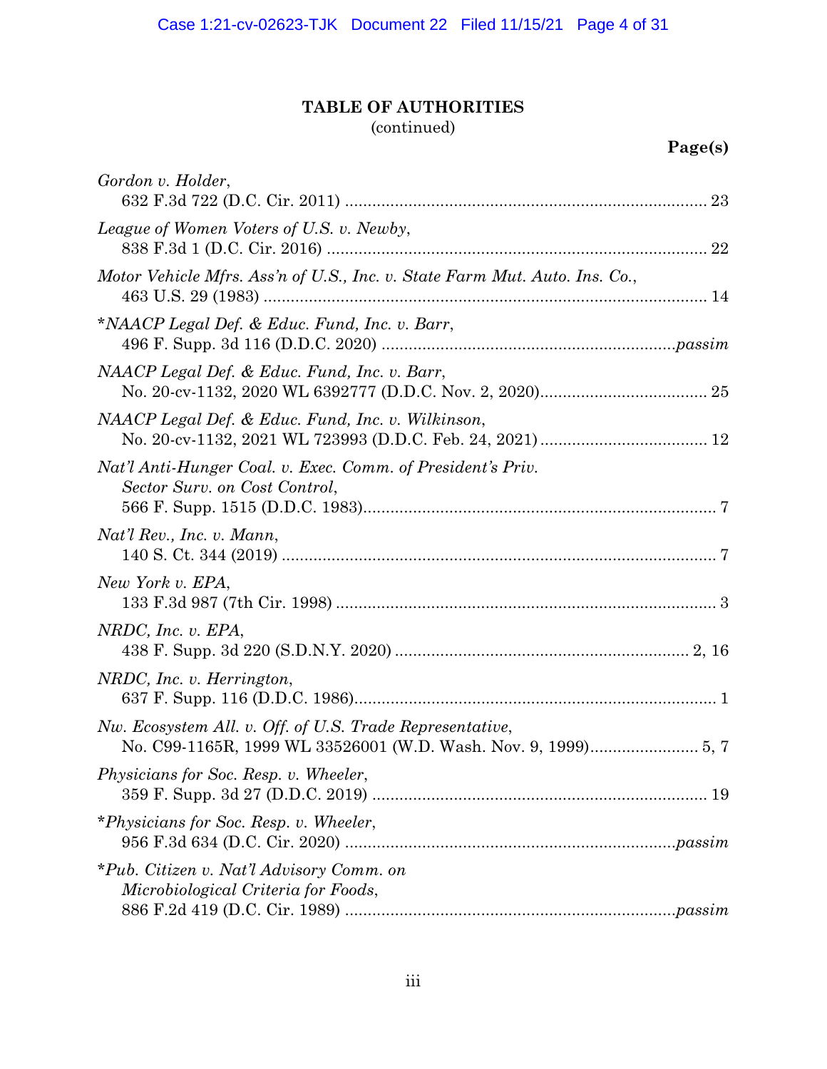**TABLE OF AUTHORITIES**
(continued)

**Page(s)**

*Gordon v. Holder*,
632 F.3d 722 (D.C. Cir. 2011) ... 23

*League of Women Voters of U.S. v. Newby*,
838 F.3d 1 (D.C. Cir. 2016) ... 22

*Motor Vehicle Mfrs. Ass'n of U.S., Inc. v. State Farm Mut. Auto. Ins. Co.*,
463 U.S. 29 (1983) ... 14

\**NAACP Legal Def. & Educ. Fund, Inc. v. Barr*,
496 F. Supp. 3d 116 (D.D.C. 2020) ... *passim*

*NAACP Legal Def. & Educ. Fund, Inc. v. Barr*,
No. 20-cv-1132, 2020 WL 6392777 (D.D.C. Nov. 2, 2020) ... 25

*NAACP Legal Def. & Educ. Fund, Inc. v. Wilkinson*,
No. 20-cv-1132, 2021 WL 723993 (D.D.C. Feb. 24, 2021) ... 12

*Nat'l Anti-Hunger Coal. v. Exec. Comm. of President's Priv. Sector Surv. on Cost Control*,
566 F. Supp. 1515 (D.D.C. 1983) ... 7

*Nat'l Rev., Inc. v. Mann*,
140 S. Ct. 344 (2019) ... 7

*New York v. EPA*,
133 F.3d 987 (7th Cir. 1998) ... 3

*NRDC, Inc. v. EPA*,
438 F. Supp. 3d 220 (S.D.N.Y. 2020) ... 2, 16

*NRDC, Inc. v. Herrington*,
637 F. Supp. 116 (D.D.C. 1986) ... 1

*Nw. Ecosystem All. v. Off. of U.S. Trade Representative*,
No. C99-1165R, 1999 WL 33526001 (W.D. Wash. Nov. 9, 1999) ... 5, 7

*Physicians for Soc. Resp. v. Wheeler*,
359 F. Supp. 3d 27 (D.D.C. 2019) ... 19

\**Physicians for Soc. Resp. v. Wheeler*,
956 F.3d 634 (D.C. Cir. 2020) ... *passim*

\**Pub. Citizen v. Nat'l Advisory Comm. on Microbiological Criteria for Foods*,
886 F.2d 419 (D.C. Cir. 1989) ... *passim*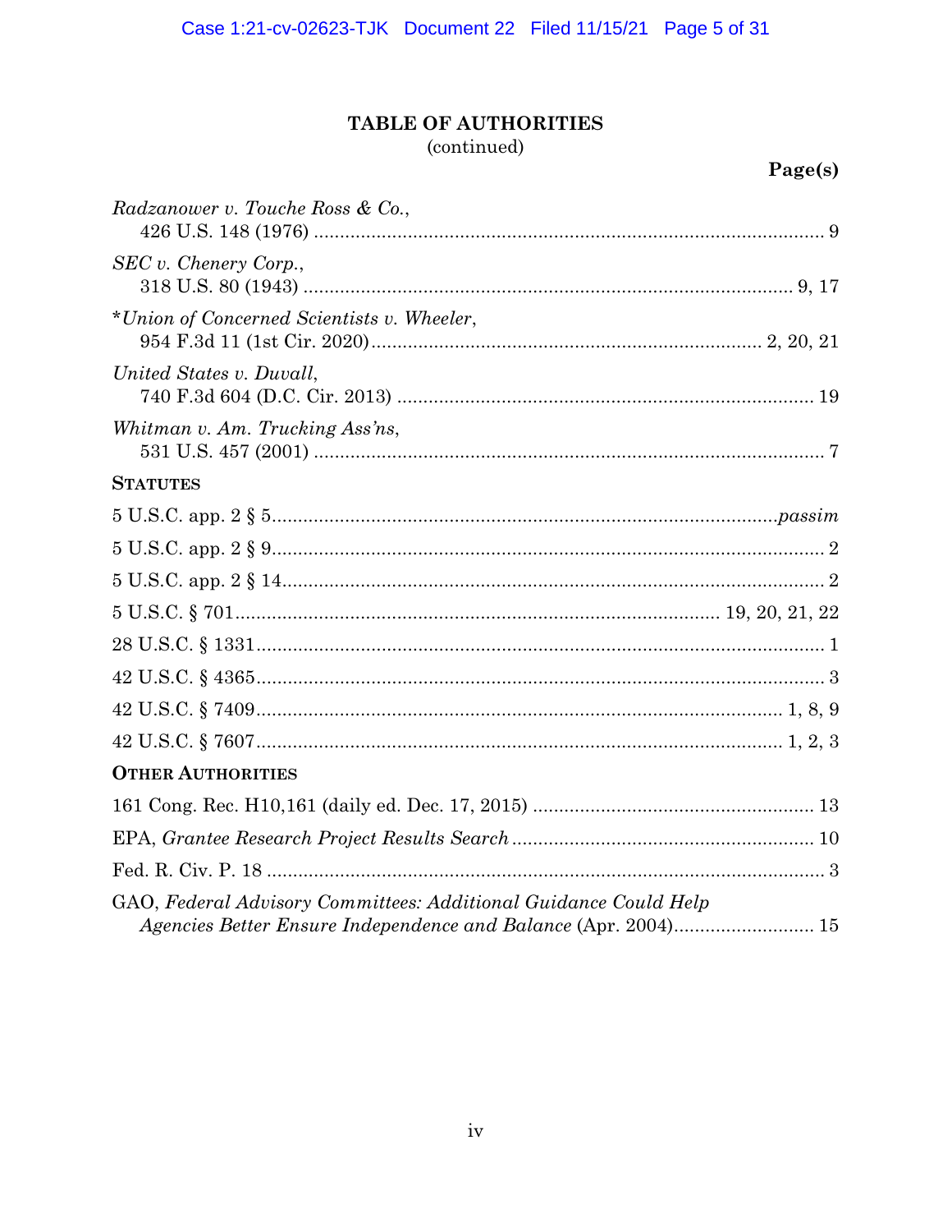## TABLE OF AUTHORITIES
(continued)

**Page(s)**

*Radzanower v. Touche Ross & Co.*,
426 U.S. 148 (1976) .......... 9

*SEC v. Chenery Corp.*,
318 U.S. 80 (1943) .......... 9, 17

*\*Union of Concerned Scientists v. Wheeler*,
954 F.3d 11 (1st Cir. 2020) .......... 2, 20, 21

*United States v. Duvall*,
740 F.3d 604 (D.C. Cir. 2013) .......... 19

*Whitman v. Am. Trucking Ass'ns*,
531 U.S. 457 (2001) .......... 7

**STATUTES**

5 U.S.C. app. 2 § 5 .......... *passim*

5 U.S.C. app. 2 § 9 .......... 2

5 U.S.C. app. 2 § 14 .......... 2

5 U.S.C. § 701 .......... 19, 20, 21, 22

28 U.S.C. § 1331 .......... 1

42 U.S.C. § 4365 .......... 3

42 U.S.C. § 7409 .......... 1, 8, 9

42 U.S.C. § 7607 .......... 1, 2, 3

**OTHER AUTHORITIES**

161 Cong. Rec. H10,161 (daily ed. Dec. 17, 2015) .......... 13

EPA, *Grantee Research Project Results Search* .......... 10

Fed. R. Civ. P. 18 .......... 3

GAO, *Federal Advisory Committees: Additional Guidance Could Help Agencies Better Ensure Independence and Balance* (Apr. 2004) .......... 15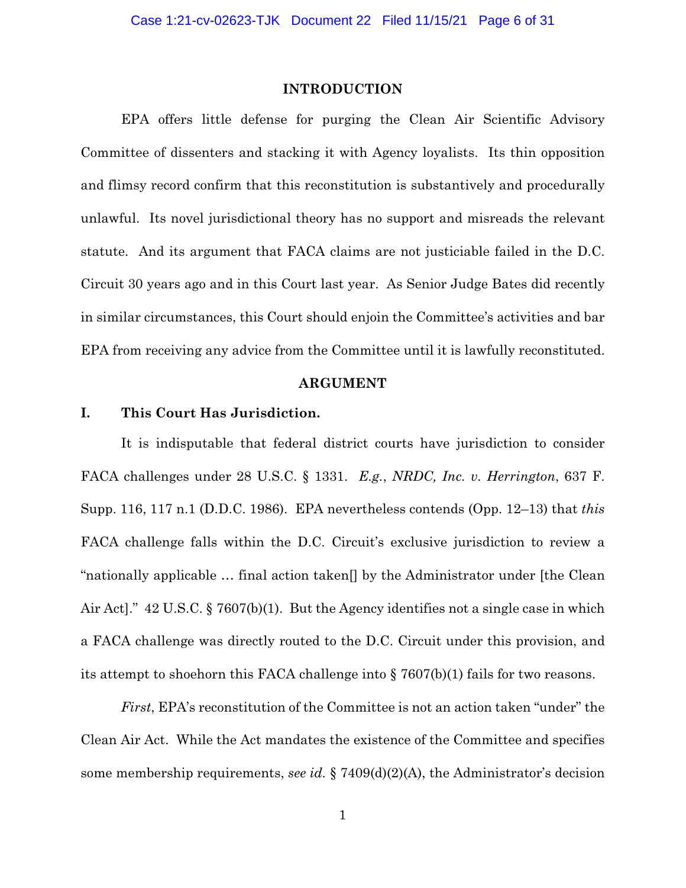## INTRODUCTION

EPA offers little defense for purging the Clean Air Scientific Advisory Committee of dissenters and stacking it with Agency loyalists. Its thin opposition and flimsy record confirm that this reconstitution is substantively and procedurally unlawful. Its novel jurisdictional theory has no support and misreads the relevant statute. And its argument that FACA claims are not justiciable failed in the D.C. Circuit 30 years ago and in this Court last year. As Senior Judge Bates did recently in similar circumstances, this Court should enjoin the Committee's activities and bar EPA from receiving any advice from the Committee until it is lawfully reconstituted.

## ARGUMENT

### I. This Court Has Jurisdiction.

It is indisputable that federal district courts have jurisdiction to consider FACA challenges under 28 U.S.C. § 1331. *E.g.*, *NRDC, Inc. v. Herrington*, 637 F. Supp. 116, 117 n.1 (D.D.C. 1986). EPA nevertheless contends (Opp. 12–13) that *this* FACA challenge falls within the D.C. Circuit's exclusive jurisdiction to review a "nationally applicable … final action taken[] by the Administrator under [the Clean Air Act]." 42 U.S.C. § 7607(b)(1). But the Agency identifies not a single case in which a FACA challenge was directly routed to the D.C. Circuit under this provision, and its attempt to shoehorn this FACA challenge into § 7607(b)(1) fails for two reasons.

*First*, EPA's reconstitution of the Committee is not an action taken "under" the Clean Air Act. While the Act mandates the existence of the Committee and specifies some membership requirements, *see id.* § 7409(d)(2)(A), the Administrator's decision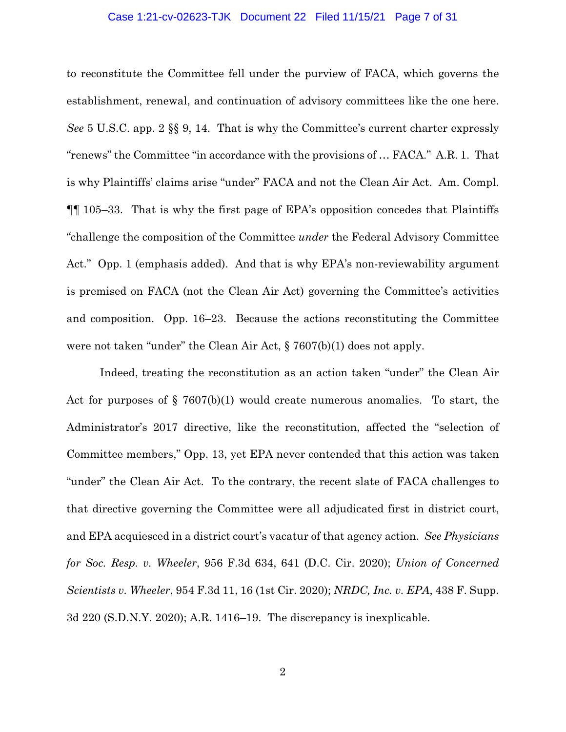to reconstitute the Committee fell under the purview of FACA, which governs the establishment, renewal, and continuation of advisory committees like the one here. *See* 5 U.S.C. app. 2 §§ 9, 14. That is why the Committee's current charter expressly "renews" the Committee "in accordance with the provisions of … FACA." A.R. 1. That is why Plaintiffs' claims arise "under" FACA and not the Clean Air Act. Am. Compl. ¶¶ 105–33. That is why the first page of EPA's opposition concedes that Plaintiffs "challenge the composition of the Committee *under* the Federal Advisory Committee Act." Opp. 1 (emphasis added). And that is why EPA's non-reviewability argument is premised on FACA (not the Clean Air Act) governing the Committee's activities and composition. Opp. 16–23. Because the actions reconstituting the Committee were not taken "under" the Clean Air Act, § 7607(b)(1) does not apply.

Indeed, treating the reconstitution as an action taken "under" the Clean Air Act for purposes of § 7607(b)(1) would create numerous anomalies. To start, the Administrator's 2017 directive, like the reconstitution, affected the "selection of Committee members," Opp. 13, yet EPA never contended that this action was taken "under" the Clean Air Act. To the contrary, the recent slate of FACA challenges to that directive governing the Committee were all adjudicated first in district court, and EPA acquiesced in a district court's vacatur of that agency action. *See Physicians for Soc. Resp. v. Wheeler*, 956 F.3d 634, 641 (D.C. Cir. 2020); *Union of Concerned Scientists v. Wheeler*, 954 F.3d 11, 16 (1st Cir. 2020); *NRDC, Inc. v. EPA*, 438 F. Supp. 3d 220 (S.D.N.Y. 2020); A.R. 1416–19. The discrepancy is inexplicable.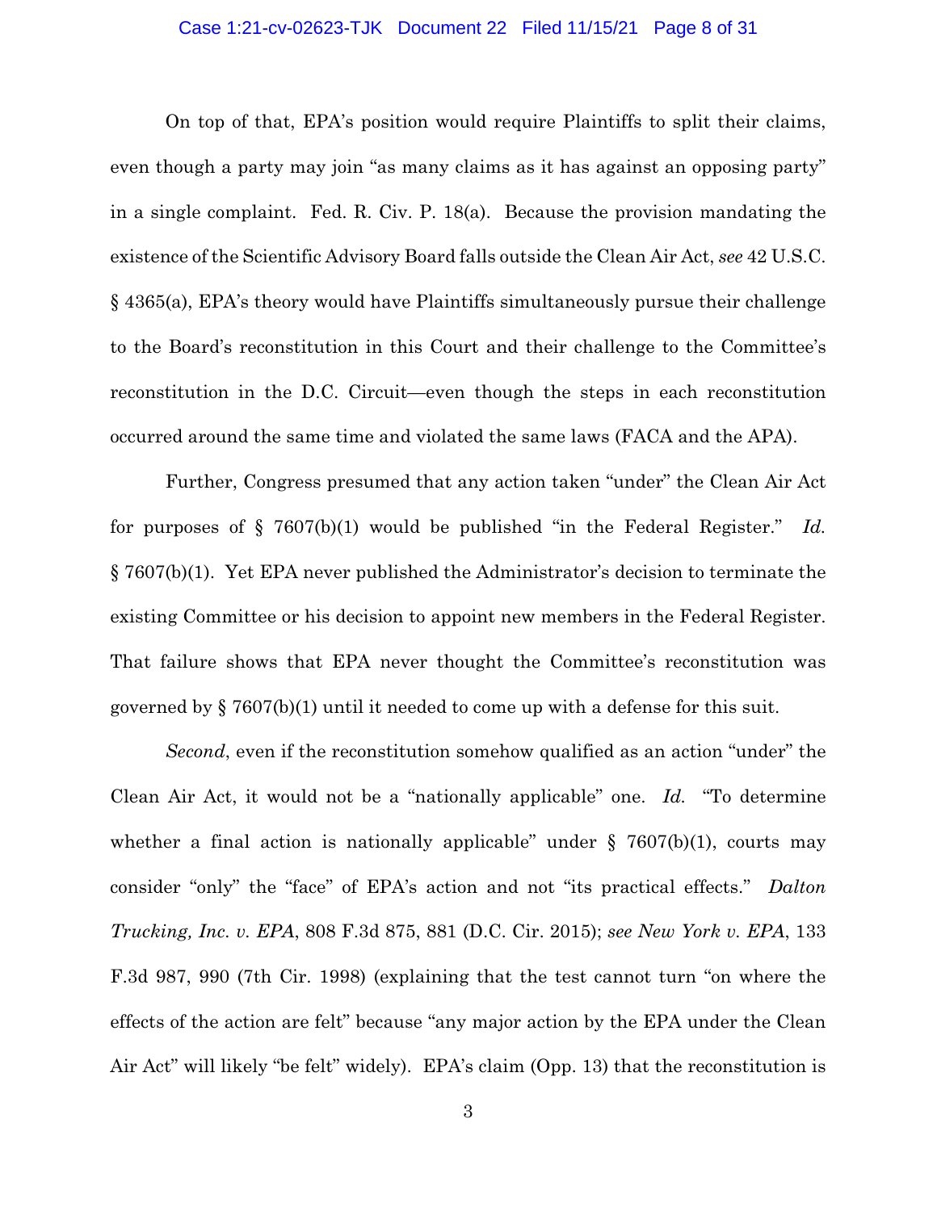On top of that, EPA's position would require Plaintiffs to split their claims, even though a party may join "as many claims as it has against an opposing party" in a single complaint. Fed. R. Civ. P. 18(a). Because the provision mandating the existence of the Scientific Advisory Board falls outside the Clean Air Act, *see* 42 U.S.C. § 4365(a), EPA's theory would have Plaintiffs simultaneously pursue their challenge to the Board's reconstitution in this Court and their challenge to the Committee's reconstitution in the D.C. Circuit—even though the steps in each reconstitution occurred around the same time and violated the same laws (FACA and the APA).

Further, Congress presumed that any action taken "under" the Clean Air Act for purposes of § 7607(b)(1) would be published "in the Federal Register." *Id.* § 7607(b)(1). Yet EPA never published the Administrator's decision to terminate the existing Committee or his decision to appoint new members in the Federal Register. That failure shows that EPA never thought the Committee's reconstitution was governed by § 7607(b)(1) until it needed to come up with a defense for this suit.

*Second*, even if the reconstitution somehow qualified as an action "under" the Clean Air Act, it would not be a "nationally applicable" one. *Id.* "To determine whether a final action is nationally applicable" under § 7607(b)(1), courts may consider "only" the "face" of EPA's action and not "its practical effects." *Dalton Trucking, Inc. v. EPA*, 808 F.3d 875, 881 (D.C. Cir. 2015); *see New York v. EPA*, 133 F.3d 987, 990 (7th Cir. 1998) (explaining that the test cannot turn "on where the effects of the action are felt" because "any major action by the EPA under the Clean Air Act" will likely "be felt" widely). EPA's claim (Opp. 13) that the reconstitution is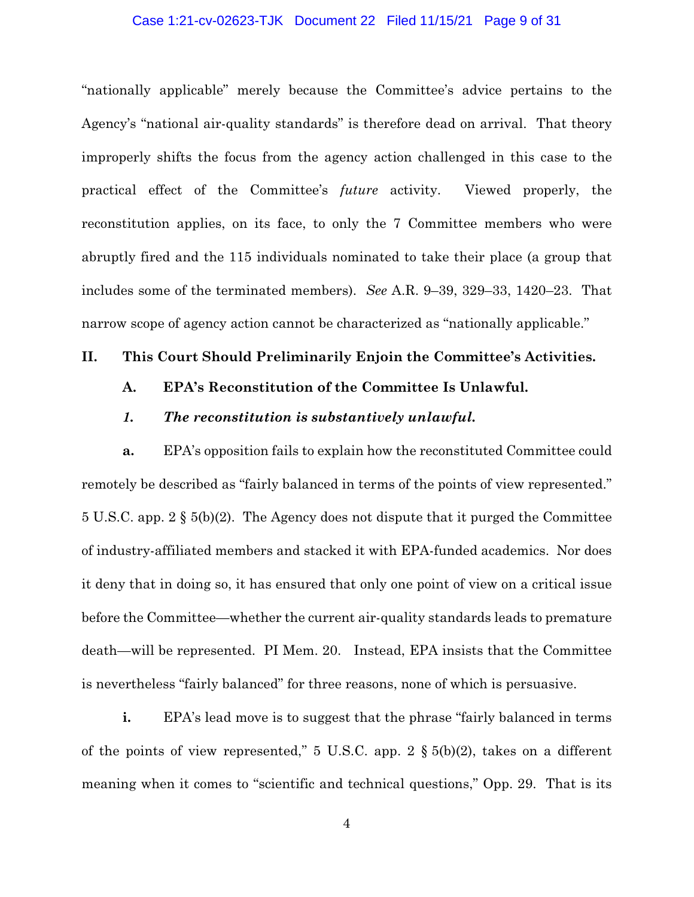"nationally applicable" merely because the Committee's advice pertains to the Agency's "national air-quality standards" is therefore dead on arrival. That theory improperly shifts the focus from the agency action challenged in this case to the practical effect of the Committee's *future* activity. Viewed properly, the reconstitution applies, on its face, to only the 7 Committee members who were abruptly fired and the 115 individuals nominated to take their place (a group that includes some of the terminated members). *See* A.R. 9–39, 329–33, 1420–23. That narrow scope of agency action cannot be characterized as "nationally applicable."

## II. This Court Should Preliminarily Enjoin the Committee's Activities.

### A. EPA's Reconstitution of the Committee Is Unlawful.

#### *1. The reconstitution is substantively unlawful.*

**a.** EPA's opposition fails to explain how the reconstituted Committee could remotely be described as "fairly balanced in terms of the points of view represented." 5 U.S.C. app. 2 § 5(b)(2). The Agency does not dispute that it purged the Committee of industry-affiliated members and stacked it with EPA-funded academics. Nor does it deny that in doing so, it has ensured that only one point of view on a critical issue before the Committee—whether the current air-quality standards leads to premature death—will be represented. PI Mem. 20. Instead, EPA insists that the Committee is nevertheless "fairly balanced" for three reasons, none of which is persuasive.

**i.** EPA's lead move is to suggest that the phrase "fairly balanced in terms of the points of view represented," 5 U.S.C. app. 2 § 5(b)(2), takes on a different meaning when it comes to "scientific and technical questions," Opp. 29. That is its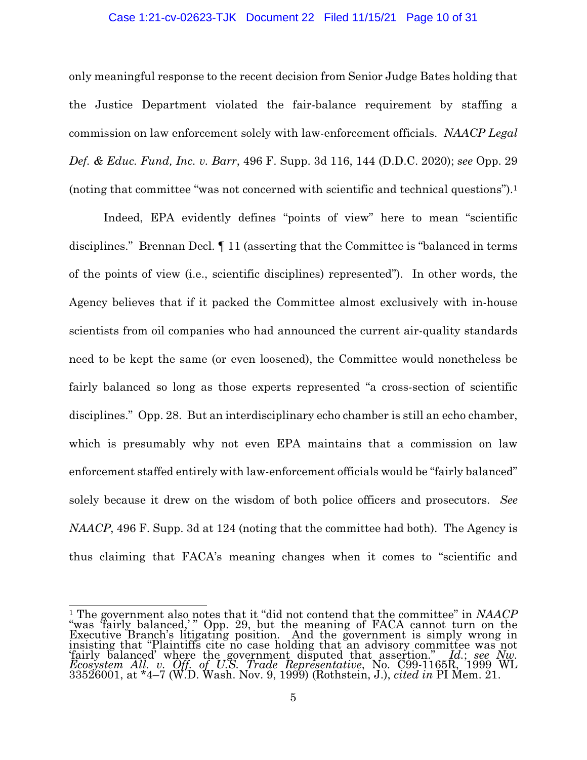only meaningful response to the recent decision from Senior Judge Bates holding that the Justice Department violated the fair-balance requirement by staffing a commission on law enforcement solely with law-enforcement officials. *NAACP Legal Def. & Educ. Fund, Inc. v. Barr*, 496 F. Supp. 3d 116, 144 (D.D.C. 2020); *see* Opp. 29 (noting that committee "was not concerned with scientific and technical questions").[1]

Indeed, EPA evidently defines "points of view" here to mean "scientific disciplines." Brennan Decl. ¶ 11 (asserting that the Committee is "balanced in terms of the points of view (i.e., scientific disciplines) represented"). In other words, the Agency believes that if it packed the Committee almost exclusively with in-house scientists from oil companies who had announced the current air-quality standards need to be kept the same (or even loosened), the Committee would nonetheless be fairly balanced so long as those experts represented "a cross-section of scientific disciplines." Opp. 28. But an interdisciplinary echo chamber is still an echo chamber, which is presumably why not even EPA maintains that a commission on law enforcement staffed entirely with law-enforcement officials would be "fairly balanced" solely because it drew on the wisdom of both police officers and prosecutors. *See NAACP*, 496 F. Supp. 3d at 124 (noting that the committee had both). The Agency is thus claiming that FACA's meaning changes when it comes to "scientific and

---

[1] The government also notes that it "did not contend that the committee" in *NAACP* "was 'fairly balanced,'" Opp. 29, but the meaning of FACA cannot turn on the Executive Branch's litigating position. And the government is simply wrong in insisting that "Plaintiffs cite no case holding that an advisory committee was not 'fairly balanced' where the government disputed that assertion." *Id.*; *see Nw. Ecosystem All. v. Off. of U.S. Trade Representative*, No. C99-1165R, 1999 WL 33526001, at *4–7 (W.D. Wash. Nov. 9, 1999) (Rothstein, J.), *cited in* PI Mem. 21.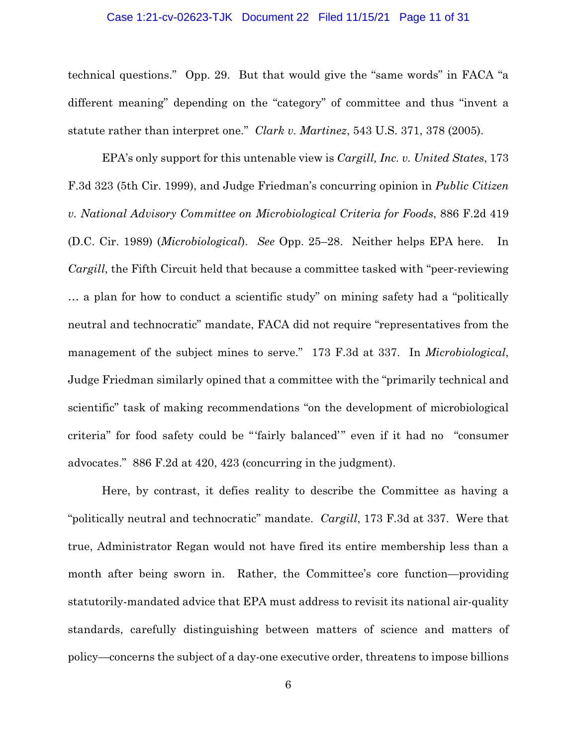technical questions." Opp. 29. But that would give the "same words" in FACA "a different meaning" depending on the "category" of committee and thus "invent a statute rather than interpret one." *Clark v. Martinez*, 543 U.S. 371, 378 (2005).

EPA's only support for this untenable view is *Cargill, Inc. v. United States*, 173 F.3d 323 (5th Cir. 1999), and Judge Friedman's concurring opinion in *Public Citizen v. National Advisory Committee on Microbiological Criteria for Foods*, 886 F.2d 419 (D.C. Cir. 1989) (*Microbiological*). *See* Opp. 25–28. Neither helps EPA here. In *Cargill*, the Fifth Circuit held that because a committee tasked with "peer-reviewing … a plan for how to conduct a scientific study" on mining safety had a "politically neutral and technocratic" mandate, FACA did not require "representatives from the management of the subject mines to serve." 173 F.3d at 337. In *Microbiological*, Judge Friedman similarly opined that a committee with the "primarily technical and scientific" task of making recommendations "on the development of microbiological criteria" for food safety could be "'fairly balanced'" even if it had no "consumer advocates." 886 F.2d at 420, 423 (concurring in the judgment).

Here, by contrast, it defies reality to describe the Committee as having a "politically neutral and technocratic" mandate. *Cargill*, 173 F.3d at 337. Were that true, Administrator Regan would not have fired its entire membership less than a month after being sworn in. Rather, the Committee's core function—providing statutorily-mandated advice that EPA must address to revisit its national air-quality standards, carefully distinguishing between matters of science and matters of policy—concerns the subject of a day-one executive order, threatens to impose billions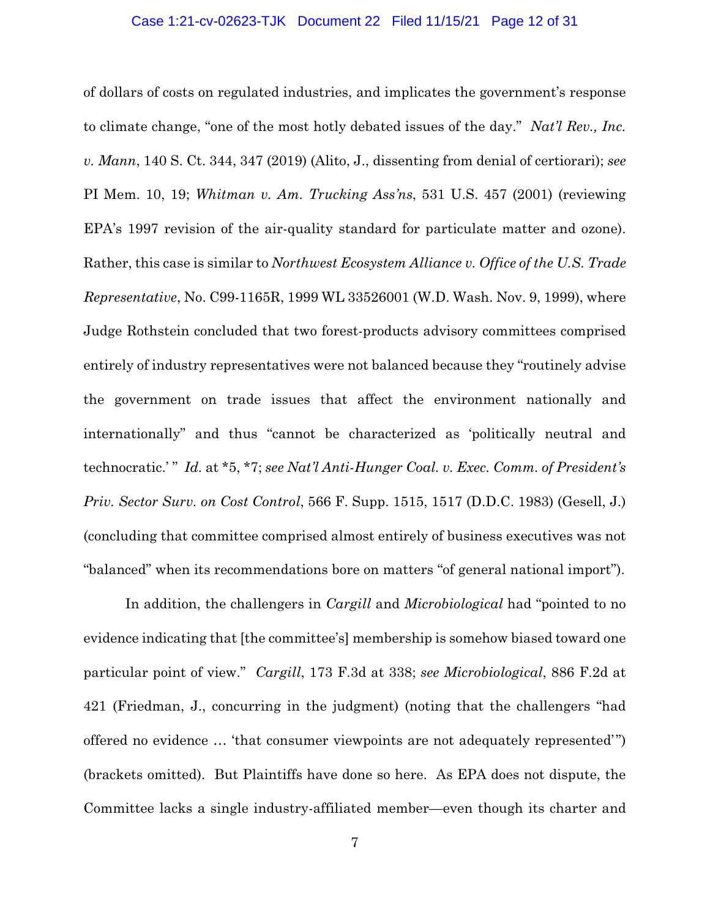of dollars of costs on regulated industries, and implicates the government's response to climate change, "one of the most hotly debated issues of the day." *Nat'l Rev., Inc. v. Mann*, 140 S. Ct. 344, 347 (2019) (Alito, J., dissenting from denial of certiorari); *see* PI Mem. 10, 19; *Whitman v. Am. Trucking Ass'ns*, 531 U.S. 457 (2001) (reviewing EPA's 1997 revision of the air-quality standard for particulate matter and ozone). Rather, this case is similar to *Northwest Ecosystem Alliance v. Office of the U.S. Trade Representative*, No. C99-1165R, 1999 WL 33526001 (W.D. Wash. Nov. 9, 1999), where Judge Rothstein concluded that two forest-products advisory committees comprised entirely of industry representatives were not balanced because they "routinely advise the government on trade issues that affect the environment nationally and internationally" and thus "cannot be characterized as 'politically neutral and technocratic.' " *Id.* at *5, *7; *see Nat'l Anti-Hunger Coal. v. Exec. Comm. of President's Priv. Sector Surv. on Cost Control*, 566 F. Supp. 1515, 1517 (D.D.C. 1983) (Gesell, J.) (concluding that committee comprised almost entirely of business executives was not "balanced" when its recommendations bore on matters "of general national import").

In addition, the challengers in *Cargill* and *Microbiological* had "pointed to no evidence indicating that [the committee's] membership is somehow biased toward one particular point of view." *Cargill*, 173 F.3d at 338; *see Microbiological*, 886 F.2d at 421 (Friedman, J., concurring in the judgment) (noting that the challengers "had offered no evidence … 'that consumer viewpoints are not adequately represented' ") (brackets omitted). But Plaintiffs have done so here. As EPA does not dispute, the Committee lacks a single industry-affiliated member—even though its charter and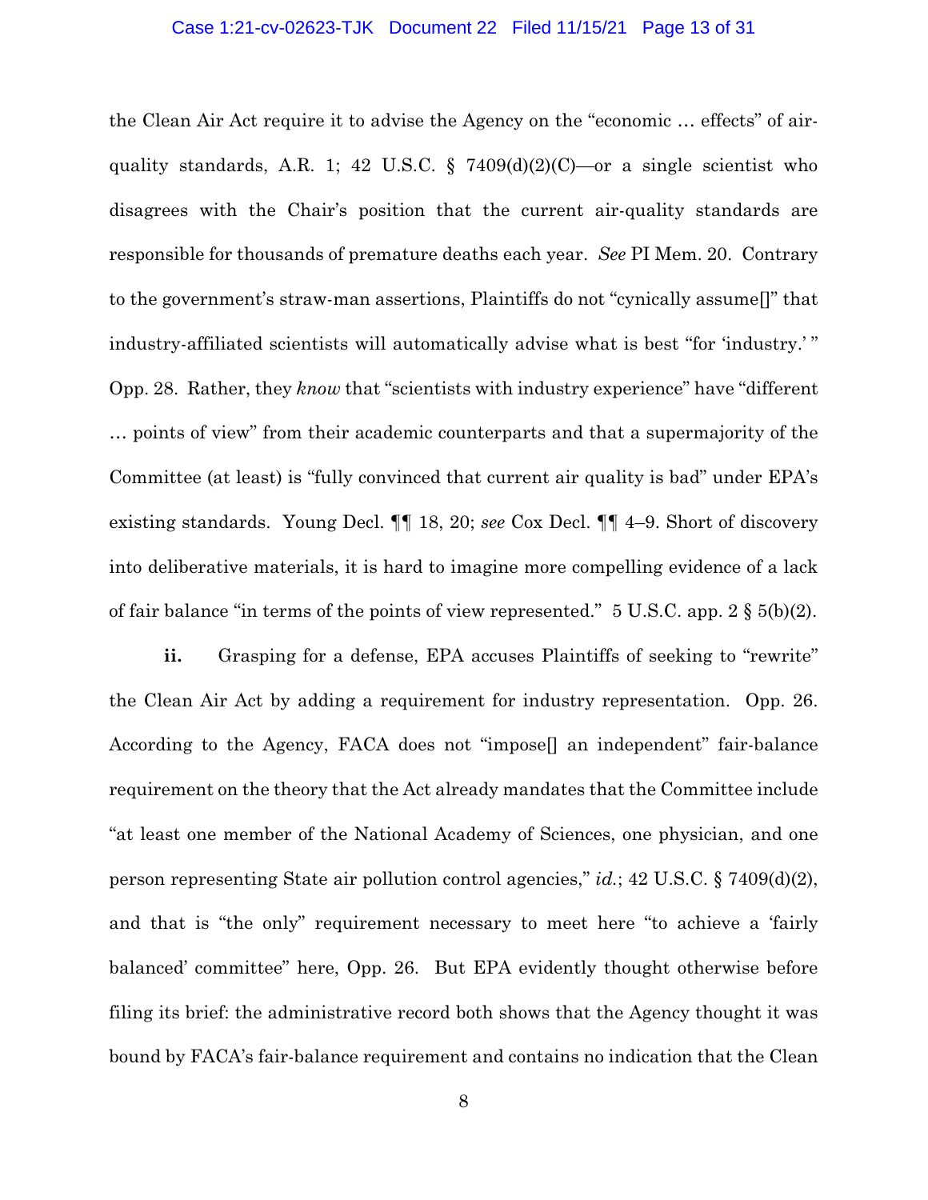the Clean Air Act require it to advise the Agency on the "economic … effects" of air-quality standards, A.R. 1; 42 U.S.C. § 7409(d)(2)(C)—or a single scientist who disagrees with the Chair's position that the current air-quality standards are responsible for thousands of premature deaths each year. *See* PI Mem. 20. Contrary to the government's straw-man assertions, Plaintiffs do not "cynically assume[]" that industry-affiliated scientists will automatically advise what is best "for 'industry.' " Opp. 28. Rather, they *know* that "scientists with industry experience" have "different … points of view" from their academic counterparts and that a supermajority of the Committee (at least) is "fully convinced that current air quality is bad" under EPA's existing standards. Young Decl. ¶¶ 18, 20; *see* Cox Decl. ¶¶ 4–9. Short of discovery into deliberative materials, it is hard to imagine more compelling evidence of a lack of fair balance "in terms of the points of view represented." 5 U.S.C. app. 2 § 5(b)(2).

**ii.** Grasping for a defense, EPA accuses Plaintiffs of seeking to "rewrite" the Clean Air Act by adding a requirement for industry representation. Opp. 26. According to the Agency, FACA does not "impose[] an independent" fair-balance requirement on the theory that the Act already mandates that the Committee include "at least one member of the National Academy of Sciences, one physician, and one person representing State air pollution control agencies," *id.*; 42 U.S.C. § 7409(d)(2), and that is "the only" requirement necessary to meet here "to achieve a 'fairly balanced' committee" here, Opp. 26. But EPA evidently thought otherwise before filing its brief: the administrative record both shows that the Agency thought it was bound by FACA's fair-balance requirement and contains no indication that the Clean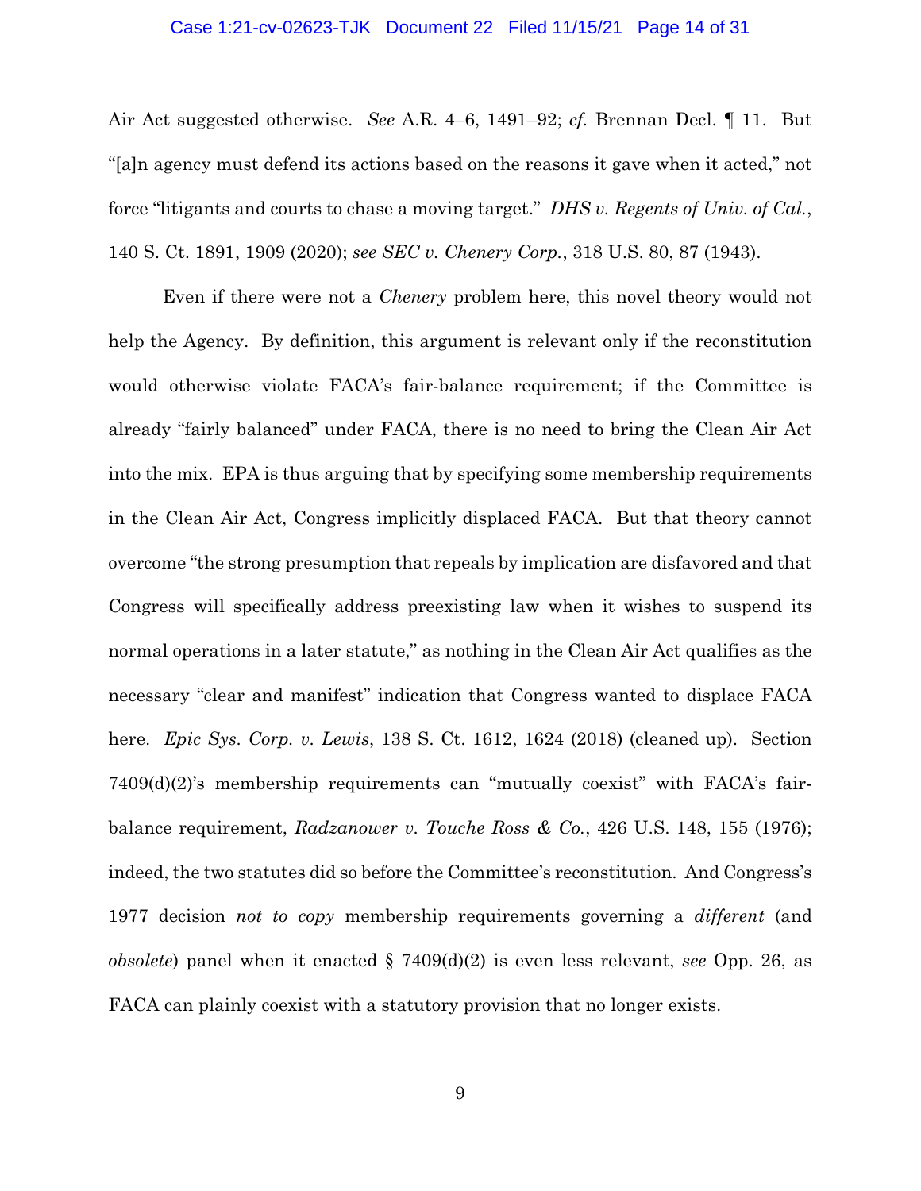Air Act suggested otherwise. *See* A.R. 4–6, 1491–92; *cf.* Brennan Decl. ¶ 11. But "[a]n agency must defend its actions based on the reasons it gave when it acted," not force "litigants and courts to chase a moving target." *DHS v. Regents of Univ. of Cal.*, 140 S. Ct. 1891, 1909 (2020); *see SEC v. Chenery Corp.*, 318 U.S. 80, 87 (1943).

Even if there were not a *Chenery* problem here, this novel theory would not help the Agency. By definition, this argument is relevant only if the reconstitution would otherwise violate FACA's fair-balance requirement; if the Committee is already "fairly balanced" under FACA, there is no need to bring the Clean Air Act into the mix. EPA is thus arguing that by specifying some membership requirements in the Clean Air Act, Congress implicitly displaced FACA. But that theory cannot overcome "the strong presumption that repeals by implication are disfavored and that Congress will specifically address preexisting law when it wishes to suspend its normal operations in a later statute," as nothing in the Clean Air Act qualifies as the necessary "clear and manifest" indication that Congress wanted to displace FACA here. *Epic Sys. Corp. v. Lewis*, 138 S. Ct. 1612, 1624 (2018) (cleaned up). Section 7409(d)(2)'s membership requirements can "mutually coexist" with FACA's fair-balance requirement, *Radzanower v. Touche Ross & Co.*, 426 U.S. 148, 155 (1976); indeed, the two statutes did so before the Committee's reconstitution. And Congress's 1977 decision *not to copy* membership requirements governing a *different* (and *obsolete*) panel when it enacted § 7409(d)(2) is even less relevant, *see* Opp. 26, as FACA can plainly coexist with a statutory provision that no longer exists.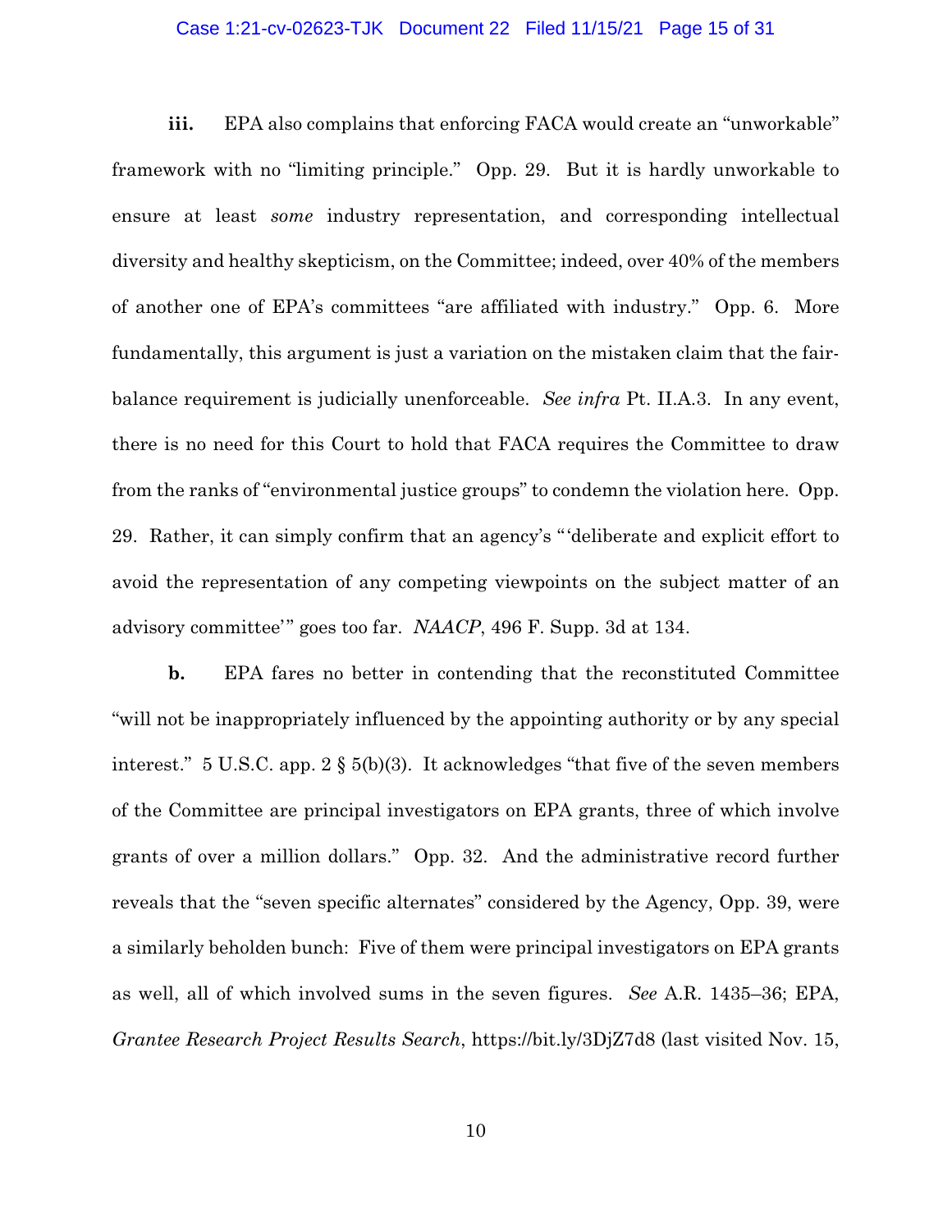**iii.** EPA also complains that enforcing FACA would create an "unworkable" framework with no "limiting principle." Opp. 29. But it is hardly unworkable to ensure at least *some* industry representation, and corresponding intellectual diversity and healthy skepticism, on the Committee; indeed, over 40% of the members of another one of EPA's committees "are affiliated with industry." Opp. 6. More fundamentally, this argument is just a variation on the mistaken claim that the fair-balance requirement is judicially unenforceable. *See infra* Pt. II.A.3. In any event, there is no need for this Court to hold that FACA requires the Committee to draw from the ranks of "environmental justice groups" to condemn the violation here. Opp. 29. Rather, it can simply confirm that an agency's "'deliberate and explicit effort to avoid the representation of any competing viewpoints on the subject matter of an advisory committee'" goes too far. *NAACP*, 496 F. Supp. 3d at 134.

**b.** EPA fares no better in contending that the reconstituted Committee "will not be inappropriately influenced by the appointing authority or by any special interest." 5 U.S.C. app. 2 § 5(b)(3). It acknowledges "that five of the seven members of the Committee are principal investigators on EPA grants, three of which involve grants of over a million dollars." Opp. 32. And the administrative record further reveals that the "seven specific alternates" considered by the Agency, Opp. 39, were a similarly beholden bunch: Five of them were principal investigators on EPA grants as well, all of which involved sums in the seven figures. *See* A.R. 1435–36; EPA, *Grantee Research Project Results Search*, https://bit.ly/3DjZ7d8 (last visited Nov. 15,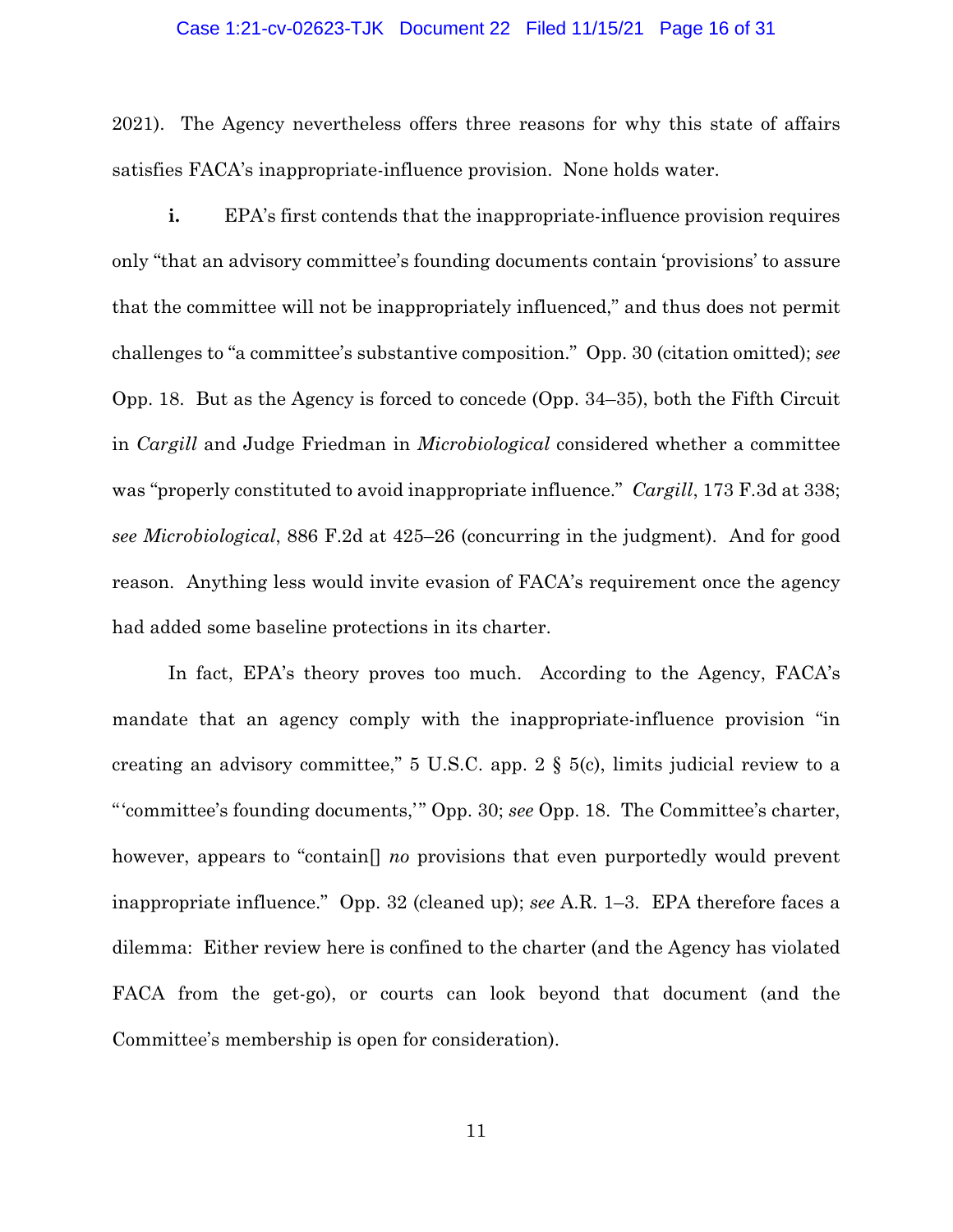2021). The Agency nevertheless offers three reasons for why this state of affairs satisfies FACA's inappropriate-influence provision. None holds water.

**i.** EPA's first contends that the inappropriate-influence provision requires only "that an advisory committee's founding documents contain 'provisions' to assure that the committee will not be inappropriately influenced," and thus does not permit challenges to "a committee's substantive composition." Opp. 30 (citation omitted); *see* Opp. 18. But as the Agency is forced to concede (Opp. 34–35), both the Fifth Circuit in *Cargill* and Judge Friedman in *Microbiological* considered whether a committee was "properly constituted to avoid inappropriate influence." *Cargill*, 173 F.3d at 338; *see Microbiological*, 886 F.2d at 425–26 (concurring in the judgment). And for good reason. Anything less would invite evasion of FACA's requirement once the agency had added some baseline protections in its charter.

In fact, EPA's theory proves too much. According to the Agency, FACA's mandate that an agency comply with the inappropriate-influence provision "in creating an advisory committee," 5 U.S.C. app. 2 § 5(c), limits judicial review to a "'committee's founding documents,'" Opp. 30; *see* Opp. 18. The Committee's charter, however, appears to "contain[] *no* provisions that even purportedly would prevent inappropriate influence." Opp. 32 (cleaned up); *see* A.R. 1–3. EPA therefore faces a dilemma: Either review here is confined to the charter (and the Agency has violated FACA from the get-go), or courts can look beyond that document (and the Committee's membership is open for consideration).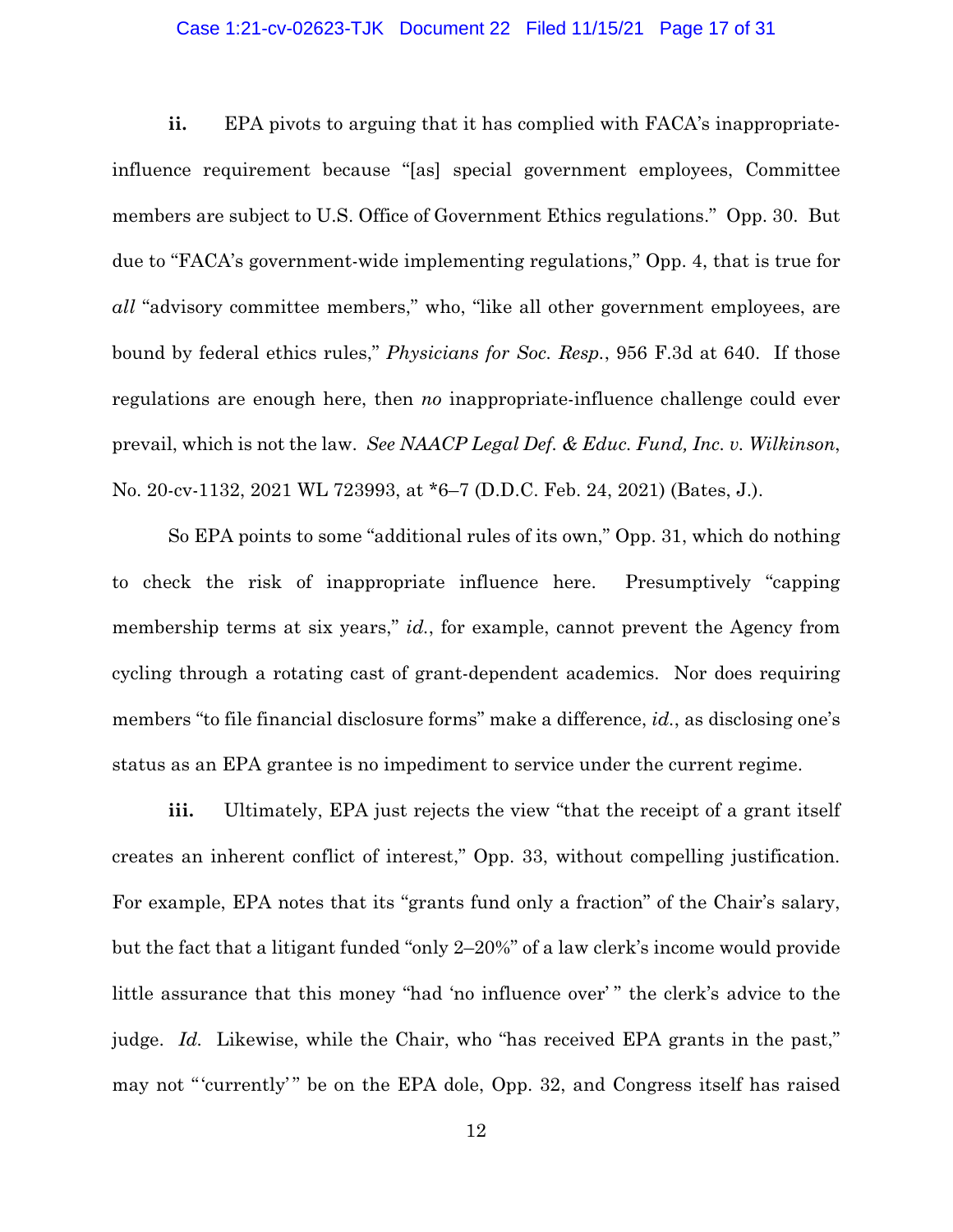**ii.** EPA pivots to arguing that it has complied with FACA's inappropriate-influence requirement because "[as] special government employees, Committee members are subject to U.S. Office of Government Ethics regulations." Opp. 30. But due to "FACA's government-wide implementing regulations," Opp. 4, that is true for *all* "advisory committee members," who, "like all other government employees, are bound by federal ethics rules," *Physicians for Soc. Resp.*, 956 F.3d at 640. If those regulations are enough here, then *no* inappropriate-influence challenge could ever prevail, which is not the law. *See NAACP Legal Def. & Educ. Fund, Inc. v. Wilkinson*, No. 20-cv-1132, 2021 WL 723993, at *6–7 (D.D.C. Feb. 24, 2021) (Bates, J.).

So EPA points to some "additional rules of its own," Opp. 31, which do nothing to check the risk of inappropriate influence here. Presumptively "capping membership terms at six years," *id.*, for example, cannot prevent the Agency from cycling through a rotating cast of grant-dependent academics. Nor does requiring members "to file financial disclosure forms" make a difference, *id.*, as disclosing one's status as an EPA grantee is no impediment to service under the current regime.

**iii.** Ultimately, EPA just rejects the view "that the receipt of a grant itself creates an inherent conflict of interest," Opp. 33, without compelling justification. For example, EPA notes that its "grants fund only a fraction" of the Chair's salary, but the fact that a litigant funded "only 2–20%" of a law clerk's income would provide little assurance that this money "had 'no influence over' " the clerk's advice to the judge. *Id.* Likewise, while the Chair, who "has received EPA grants in the past," may not " 'currently' " be on the EPA dole, Opp. 32, and Congress itself has raised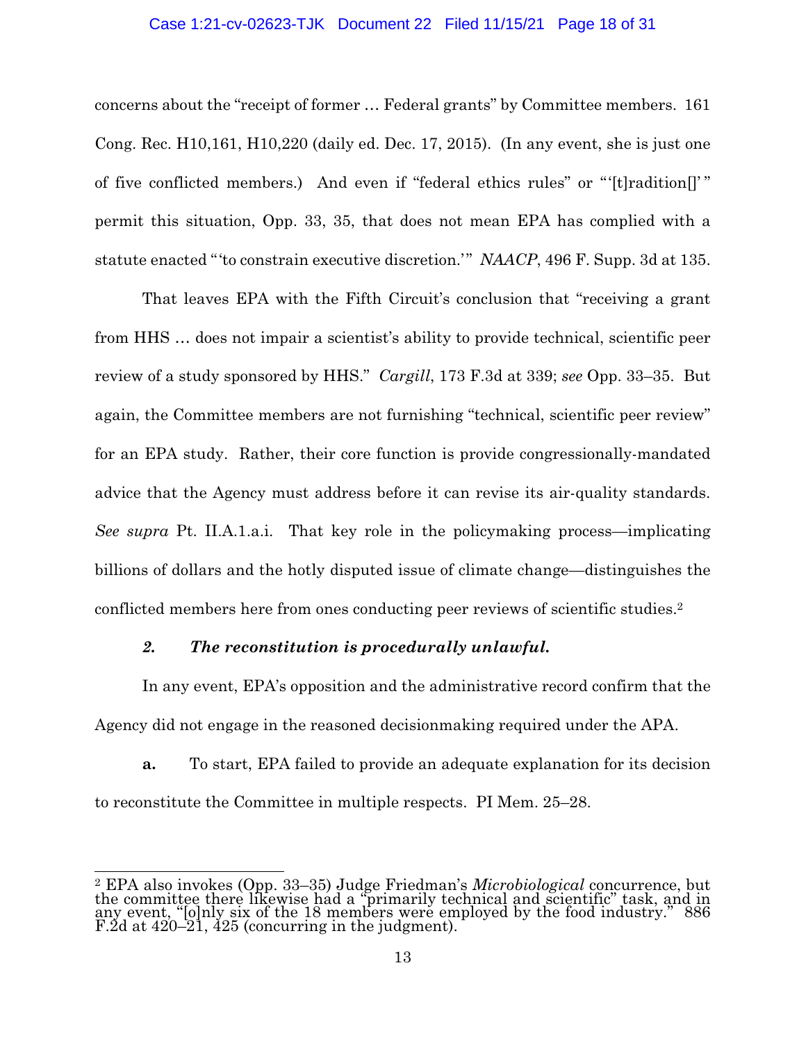concerns about the "receipt of former … Federal grants" by Committee members. 161 Cong. Rec. H10,161, H10,220 (daily ed. Dec. 17, 2015). (In any event, she is just one of five conflicted members.) And even if "federal ethics rules" or "'[t]radition[]'" permit this situation, Opp. 33, 35, that does not mean EPA has complied with a statute enacted "'to constrain executive discretion.'" *NAACP*, 496 F. Supp. 3d at 135.

That leaves EPA with the Fifth Circuit's conclusion that "receiving a grant from HHS … does not impair a scientist's ability to provide technical, scientific peer review of a study sponsored by HHS." *Cargill*, 173 F.3d at 339; *see* Opp. 33–35. But again, the Committee members are not furnishing "technical, scientific peer review" for an EPA study. Rather, their core function is provide congressionally-mandated advice that the Agency must address before it can revise its air-quality standards. *See supra* Pt. II.A.1.a.i. That key role in the policymaking process—implicating billions of dollars and the hotly disputed issue of climate change—distinguishes the conflicted members here from ones conducting peer reviews of scientific studies.[2]

### *2. The reconstitution is procedurally unlawful.*

In any event, EPA's opposition and the administrative record confirm that the Agency did not engage in the reasoned decisionmaking required under the APA.

**a.** To start, EPA failed to provide an adequate explanation for its decision to reconstitute the Committee in multiple respects. PI Mem. 25–28.

---

[2] EPA also invokes (Opp. 33–35) Judge Friedman's *Microbiological* concurrence, but the committee there likewise had a "primarily technical and scientific" task, and in any event, "[o]nly six of the 18 members were employed by the food industry." 886 F.2d at 420–21, 425 (concurring in the judgment).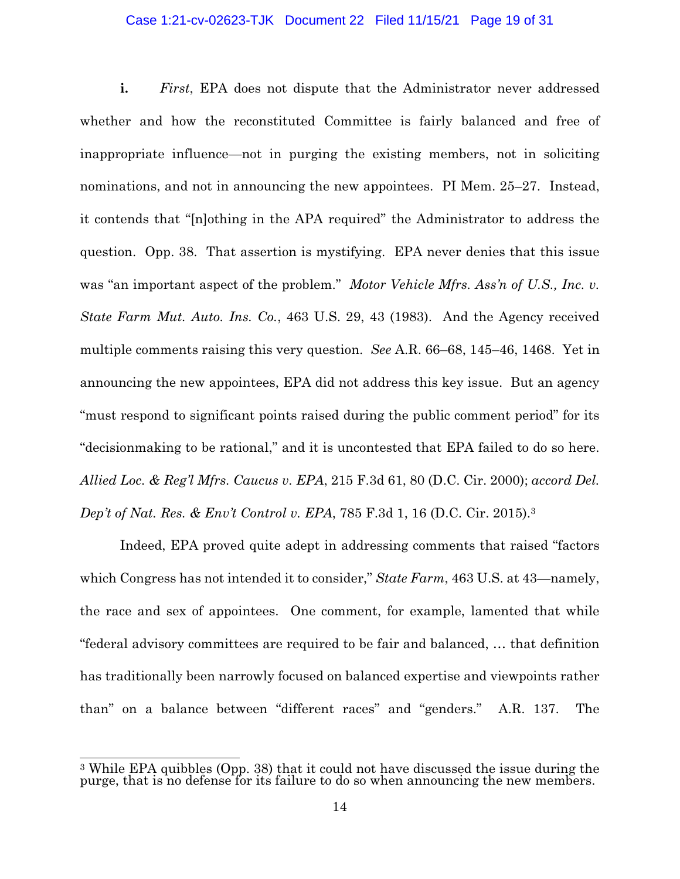**i.** *First*, EPA does not dispute that the Administrator never addressed whether and how the reconstituted Committee is fairly balanced and free of inappropriate influence—not in purging the existing members, not in soliciting nominations, and not in announcing the new appointees. PI Mem. 25–27. Instead, it contends that "[n]othing in the APA required" the Administrator to address the question. Opp. 38. That assertion is mystifying. EPA never denies that this issue was "an important aspect of the problem." *Motor Vehicle Mfrs. Ass'n of U.S., Inc. v. State Farm Mut. Auto. Ins. Co.*, 463 U.S. 29, 43 (1983). And the Agency received multiple comments raising this very question. *See* A.R. 66–68, 145–46, 1468. Yet in announcing the new appointees, EPA did not address this key issue. But an agency "must respond to significant points raised during the public comment period" for its "decisionmaking to be rational," and it is uncontested that EPA failed to do so here. *Allied Loc. & Reg'l Mfrs. Caucus v. EPA*, 215 F.3d 61, 80 (D.C. Cir. 2000); *accord Del. Dep't of Nat. Res. & Env't Control v. EPA*, 785 F.3d 1, 16 (D.C. Cir. 2015).[3]

Indeed, EPA proved quite adept in addressing comments that raised "factors which Congress has not intended it to consider," *State Farm*, 463 U.S. at 43—namely, the race and sex of appointees. One comment, for example, lamented that while "federal advisory committees are required to be fair and balanced, … that definition has traditionally been narrowly focused on balanced expertise and viewpoints rather than" on a balance between "different races" and "genders." A.R. 137. The

---

[3] While EPA quibbles (Opp. 38) that it could not have discussed the issue during the purge, that is no defense for its failure to do so when announcing the new members.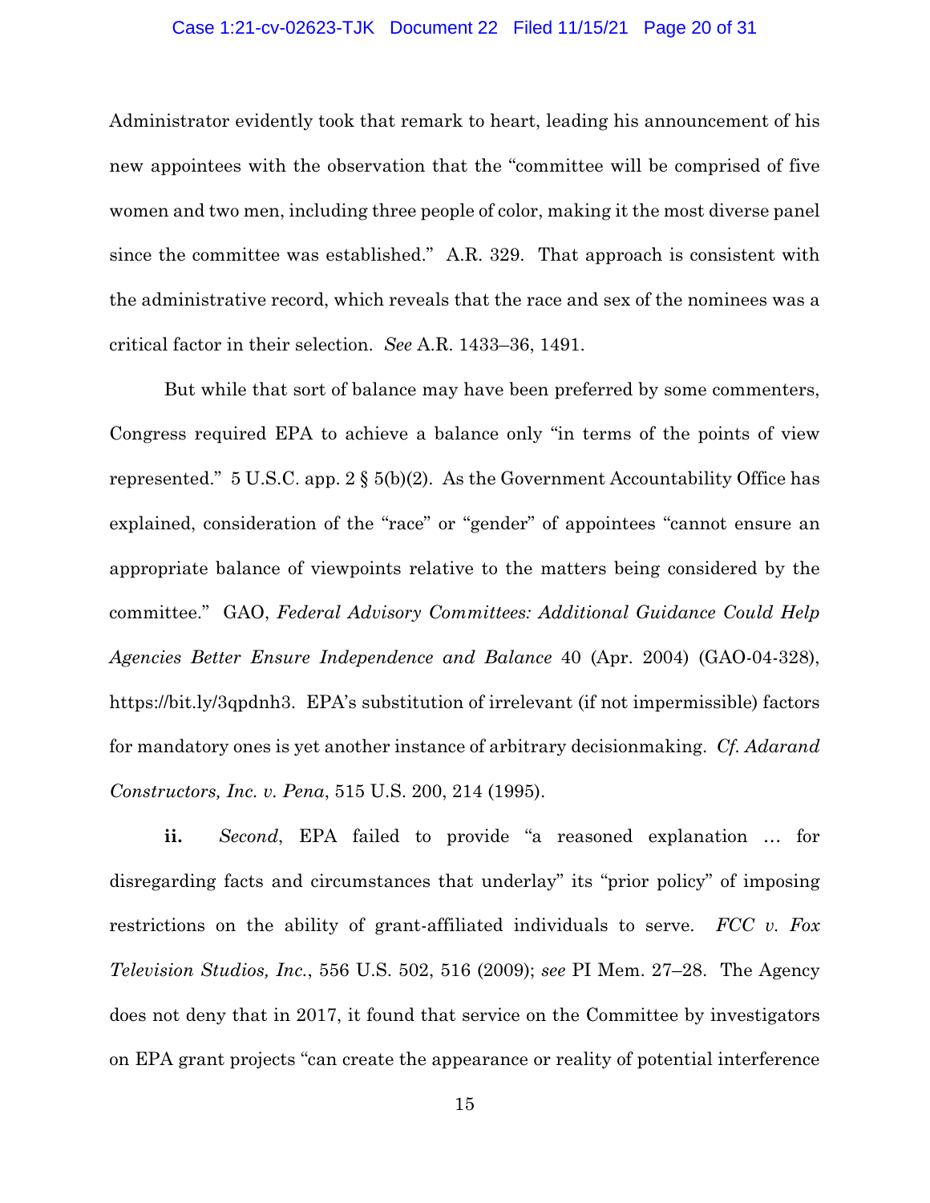Administrator evidently took that remark to heart, leading his announcement of his new appointees with the observation that the "committee will be comprised of five women and two men, including three people of color, making it the most diverse panel since the committee was established." A.R. 329. That approach is consistent with the administrative record, which reveals that the race and sex of the nominees was a critical factor in their selection. *See* A.R. 1433–36, 1491.

But while that sort of balance may have been preferred by some commenters, Congress required EPA to achieve a balance only "in terms of the points of view represented." 5 U.S.C. app. 2 § 5(b)(2). As the Government Accountability Office has explained, consideration of the "race" or "gender" of appointees "cannot ensure an appropriate balance of viewpoints relative to the matters being considered by the committee." GAO, *Federal Advisory Committees: Additional Guidance Could Help Agencies Better Ensure Independence and Balance* 40 (Apr. 2004) (GAO-04-328), https://bit.ly/3qpdnh3. EPA's substitution of irrelevant (if not impermissible) factors for mandatory ones is yet another instance of arbitrary decisionmaking. *Cf. Adarand Constructors, Inc. v. Pena*, 515 U.S. 200, 214 (1995).

**ii.** *Second*, EPA failed to provide "a reasoned explanation … for disregarding facts and circumstances that underlay" its "prior policy" of imposing restrictions on the ability of grant-affiliated individuals to serve. *FCC v. Fox Television Studios, Inc.*, 556 U.S. 502, 516 (2009); *see* PI Mem. 27–28. The Agency does not deny that in 2017, it found that service on the Committee by investigators on EPA grant projects "can create the appearance or reality of potential interference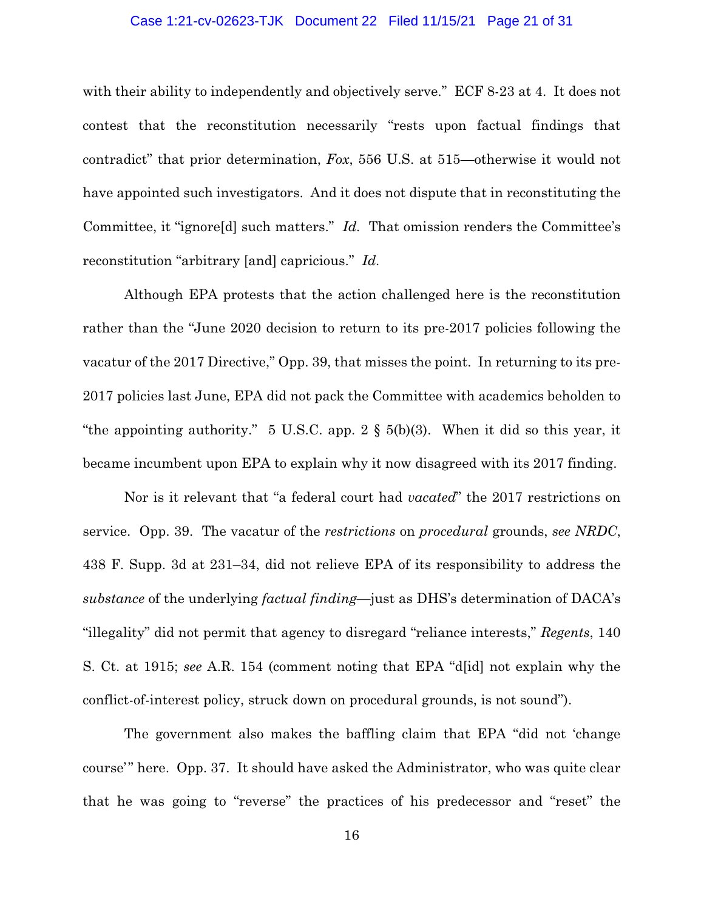with their ability to independently and objectively serve." ECF 8-23 at 4. It does not contest that the reconstitution necessarily "rests upon factual findings that contradict" that prior determination, *Fox*, 556 U.S. at 515—otherwise it would not have appointed such investigators. And it does not dispute that in reconstituting the Committee, it "ignore[d] such matters." *Id.* That omission renders the Committee's reconstitution "arbitrary [and] capricious." *Id.*

Although EPA protests that the action challenged here is the reconstitution rather than the "June 2020 decision to return to its pre-2017 policies following the vacatur of the 2017 Directive," Opp. 39, that misses the point. In returning to its pre-2017 policies last June, EPA did not pack the Committee with academics beholden to "the appointing authority." 5 U.S.C. app. 2 § 5(b)(3). When it did so this year, it became incumbent upon EPA to explain why it now disagreed with its 2017 finding.

Nor is it relevant that "a federal court had *vacated*" the 2017 restrictions on service. Opp. 39. The vacatur of the *restrictions* on *procedural* grounds, *see NRDC*, 438 F. Supp. 3d at 231–34, did not relieve EPA of its responsibility to address the *substance* of the underlying *factual finding*—just as DHS's determination of DACA's "illegality" did not permit that agency to disregard "reliance interests," *Regents*, 140 S. Ct. at 1915; *see* A.R. 154 (comment noting that EPA "d[id] not explain why the conflict-of-interest policy, struck down on procedural grounds, is not sound").

The government also makes the baffling claim that EPA "did not 'change course'" here. Opp. 37. It should have asked the Administrator, who was quite clear that he was going to "reverse" the practices of his predecessor and "reset" the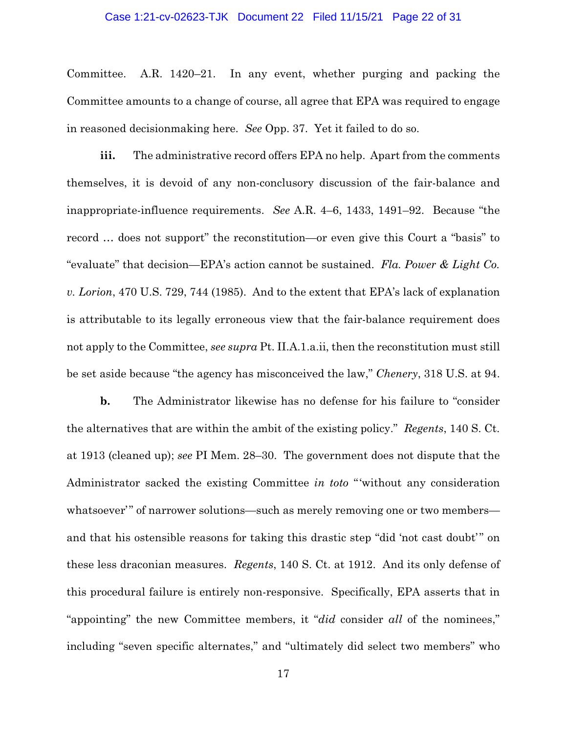Committee. A.R. 1420–21. In any event, whether purging and packing the Committee amounts to a change of course, all agree that EPA was required to engage in reasoned decisionmaking here. *See* Opp. 37. Yet it failed to do so.

**iii.** The administrative record offers EPA no help. Apart from the comments themselves, it is devoid of any non-conclusory discussion of the fair-balance and inappropriate-influence requirements. *See* A.R. 4–6, 1433, 1491–92. Because "the record … does not support" the reconstitution—or even give this Court a "basis" to "evaluate" that decision—EPA's action cannot be sustained. *Fla. Power & Light Co. v. Lorion*, 470 U.S. 729, 744 (1985). And to the extent that EPA's lack of explanation is attributable to its legally erroneous view that the fair-balance requirement does not apply to the Committee, *see supra* Pt. II.A.1.a.ii, then the reconstitution must still be set aside because "the agency has misconceived the law," *Chenery*, 318 U.S. at 94.

**b.** The Administrator likewise has no defense for his failure to "consider the alternatives that are within the ambit of the existing policy." *Regents*, 140 S. Ct. at 1913 (cleaned up); *see* PI Mem. 28–30. The government does not dispute that the Administrator sacked the existing Committee *in toto* "'without any consideration whatsoever'" of narrower solutions—such as merely removing one or two members—and that his ostensible reasons for taking this drastic step "did 'not cast doubt'" on these less draconian measures. *Regents*, 140 S. Ct. at 1912. And its only defense of this procedural failure is entirely non-responsive. Specifically, EPA asserts that in "appointing" the new Committee members, it "*did* consider *all* of the nominees," including "seven specific alternates," and "ultimately did select two members" who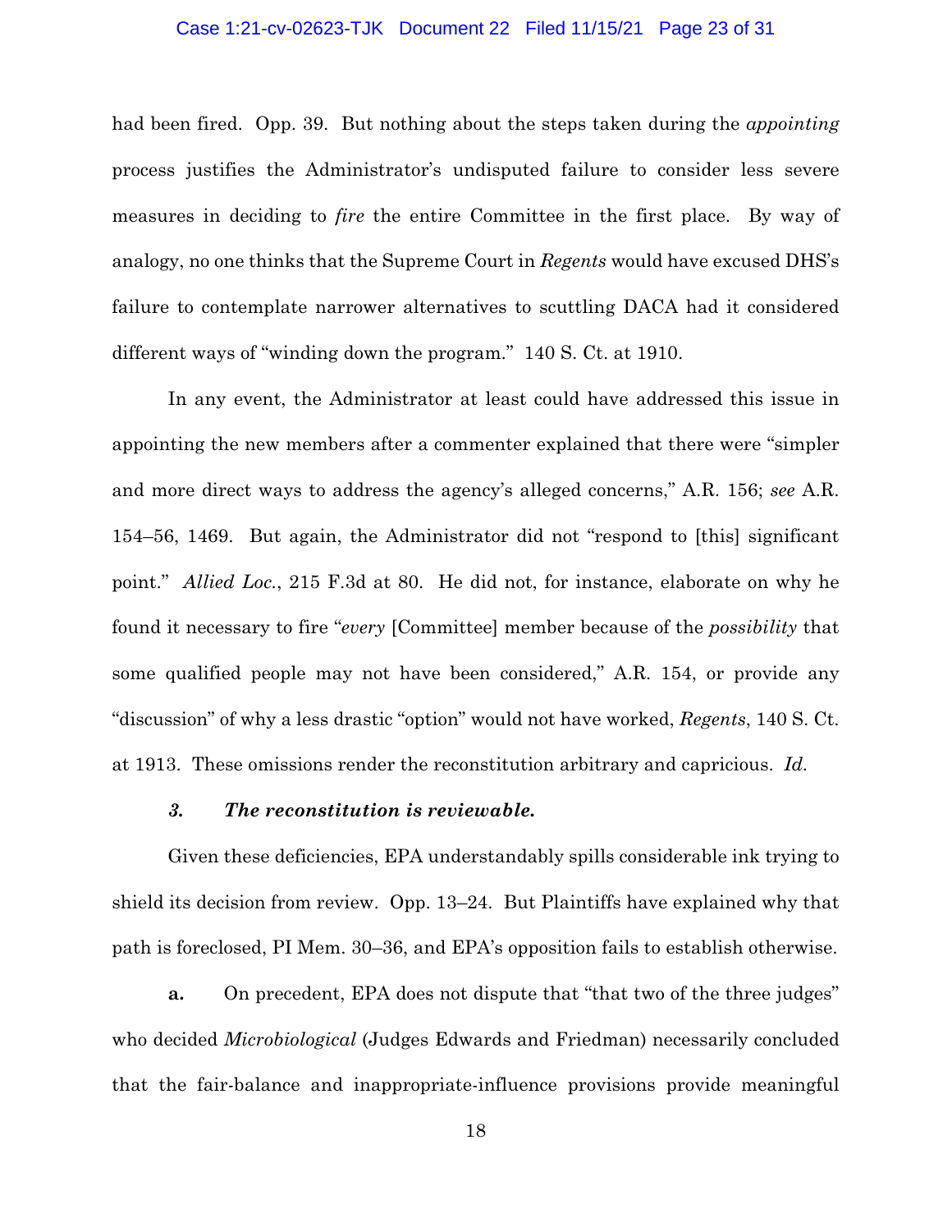had been fired. Opp. 39. But nothing about the steps taken during the *appointing* process justifies the Administrator's undisputed failure to consider less severe measures in deciding to *fire* the entire Committee in the first place. By way of analogy, no one thinks that the Supreme Court in *Regents* would have excused DHS's failure to contemplate narrower alternatives to scuttling DACA had it considered different ways of "winding down the program." 140 S. Ct. at 1910.

In any event, the Administrator at least could have addressed this issue in appointing the new members after a commenter explained that there were "simpler and more direct ways to address the agency's alleged concerns," A.R. 156; *see* A.R. 154–56, 1469. But again, the Administrator did not "respond to [this] significant point." *Allied Loc.*, 215 F.3d at 80. He did not, for instance, elaborate on why he found it necessary to fire "*every* [Committee] member because of the *possibility* that some qualified people may not have been considered," A.R. 154, or provide any "discussion" of why a less drastic "option" would not have worked, *Regents*, 140 S. Ct. at 1913. These omissions render the reconstitution arbitrary and capricious. *Id.*

### *3. The reconstitution is reviewable.*

Given these deficiencies, EPA understandably spills considerable ink trying to shield its decision from review. Opp. 13–24. But Plaintiffs have explained why that path is foreclosed, PI Mem. 30–36, and EPA's opposition fails to establish otherwise.

**a.** On precedent, EPA does not dispute that "that two of the three judges" who decided *Microbiological* (Judges Edwards and Friedman) necessarily concluded that the fair-balance and inappropriate-influence provisions provide meaningful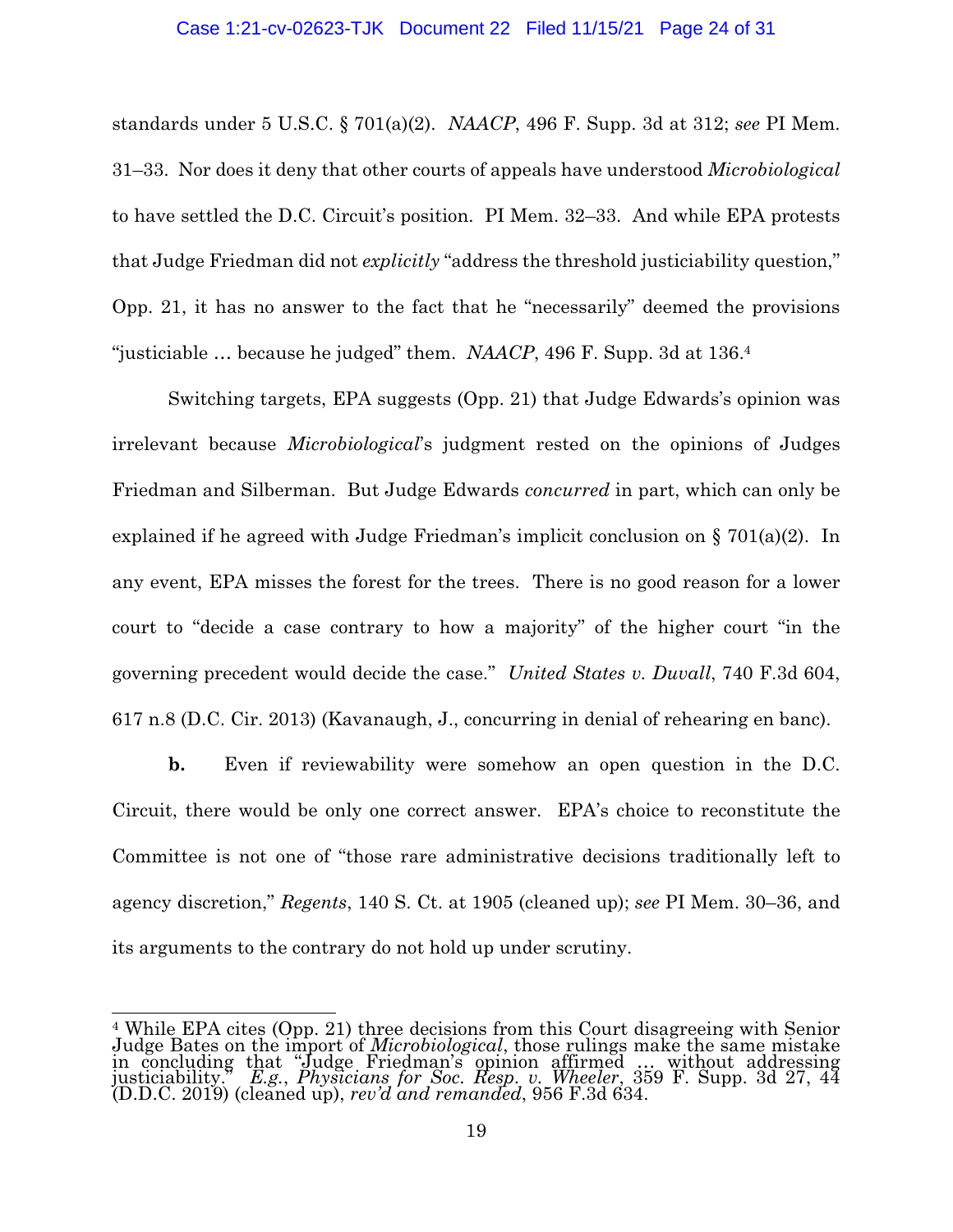standards under 5 U.S.C. § 701(a)(2). *NAACP*, 496 F. Supp. 3d at 312; *see* PI Mem. 31–33. Nor does it deny that other courts of appeals have understood *Microbiological* to have settled the D.C. Circuit's position. PI Mem. 32–33. And while EPA protests that Judge Friedman did not *explicitly* "address the threshold justiciability question," Opp. 21, it has no answer to the fact that he "necessarily" deemed the provisions "justiciable … because he judged" them. *NAACP*, 496 F. Supp. 3d at 136.[4]

Switching targets, EPA suggests (Opp. 21) that Judge Edwards's opinion was irrelevant because *Microbiological*'s judgment rested on the opinions of Judges Friedman and Silberman. But Judge Edwards *concurred* in part, which can only be explained if he agreed with Judge Friedman's implicit conclusion on § 701(a)(2). In any event, EPA misses the forest for the trees. There is no good reason for a lower court to "decide a case contrary to how a majority" of the higher court "in the governing precedent would decide the case." *United States v. Duvall*, 740 F.3d 604, 617 n.8 (D.C. Cir. 2013) (Kavanaugh, J., concurring in denial of rehearing en banc).

**b.** Even if reviewability were somehow an open question in the D.C. Circuit, there would be only one correct answer. EPA's choice to reconstitute the Committee is not one of "those rare administrative decisions traditionally left to agency discretion," *Regents*, 140 S. Ct. at 1905 (cleaned up); *see* PI Mem. 30–36, and its arguments to the contrary do not hold up under scrutiny.

---

[4] While EPA cites (Opp. 21) three decisions from this Court disagreeing with Senior Judge Bates on the import of *Microbiological*, those rulings make the same mistake in concluding that "Judge Friedman's opinion affirmed … without addressing justiciability." *E.g.*, *Physicians for Soc. Resp. v. Wheeler*, 359 F. Supp. 3d 27, 44 (D.D.C. 2019) (cleaned up), *rev'd and remanded*, 956 F.3d 634.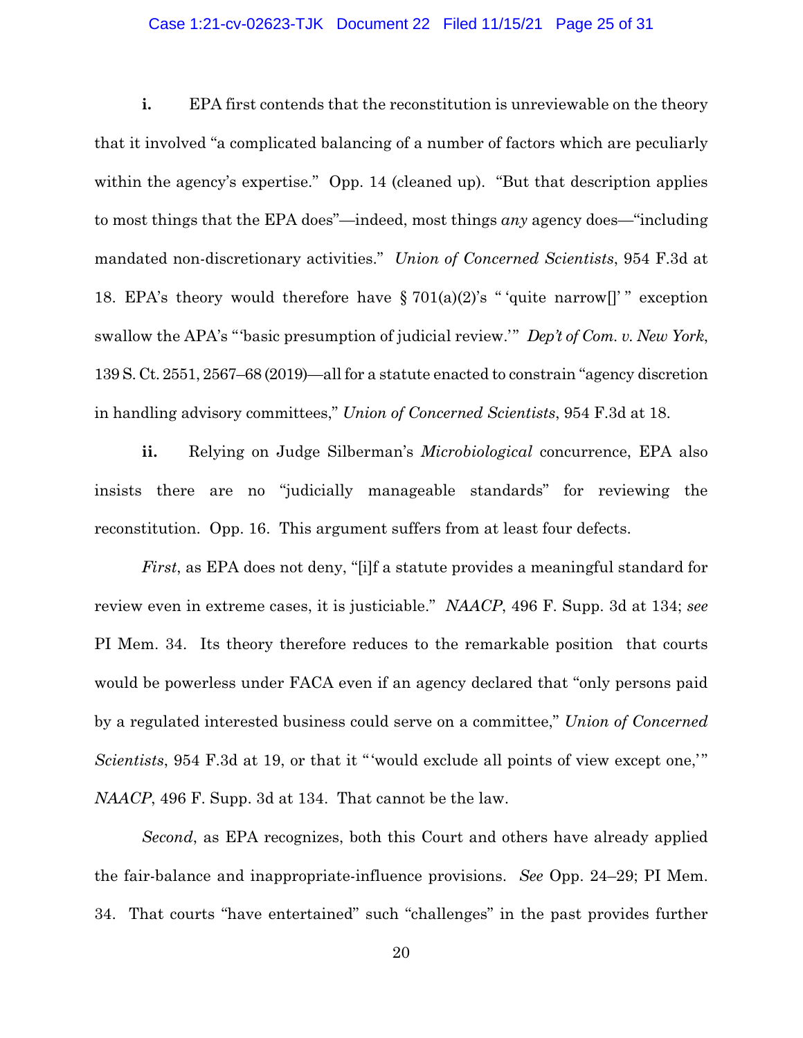**i.** EPA first contends that the reconstitution is unreviewable on the theory that it involved "a complicated balancing of a number of factors which are peculiarly within the agency's expertise." Opp. 14 (cleaned up). "But that description applies to most things that the EPA does"—indeed, most things *any* agency does—"including mandated non-discretionary activities." *Union of Concerned Scientists*, 954 F.3d at 18. EPA's theory would therefore have § 701(a)(2)'s " 'quite narrow[]' " exception swallow the APA's "'basic presumption of judicial review.'" *Dep't of Com. v. New York*, 139 S. Ct. 2551, 2567–68 (2019)—all for a statute enacted to constrain "agency discretion in handling advisory committees," *Union of Concerned Scientists*, 954 F.3d at 18.

**ii.** Relying on Judge Silberman's *Microbiological* concurrence, EPA also insists there are no "judicially manageable standards" for reviewing the reconstitution. Opp. 16. This argument suffers from at least four defects.

*First*, as EPA does not deny, "[i]f a statute provides a meaningful standard for review even in extreme cases, it is justiciable." *NAACP*, 496 F. Supp. 3d at 134; *see* PI Mem. 34. Its theory therefore reduces to the remarkable position that courts would be powerless under FACA even if an agency declared that "only persons paid by a regulated interested business could serve on a committee," *Union of Concerned Scientists*, 954 F.3d at 19, or that it "'would exclude all points of view except one,'" *NAACP*, 496 F. Supp. 3d at 134. That cannot be the law.

*Second*, as EPA recognizes, both this Court and others have already applied the fair-balance and inappropriate-influence provisions. *See* Opp. 24–29; PI Mem. 34. That courts "have entertained" such "challenges" in the past provides further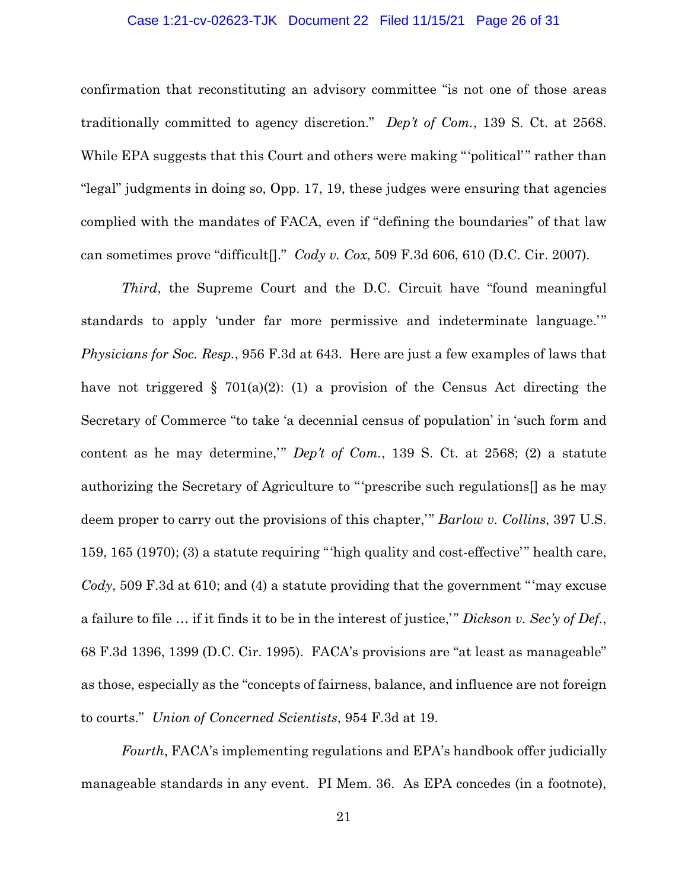confirmation that reconstituting an advisory committee "is not one of those areas traditionally committed to agency discretion." *Dep't of Com.*, 139 S. Ct. at 2568. While EPA suggests that this Court and others were making "'political'" rather than "legal" judgments in doing so, Opp. 17, 19, these judges were ensuring that agencies complied with the mandates of FACA, even if "defining the boundaries" of that law can sometimes prove "difficult[]." *Cody v. Cox*, 509 F.3d 606, 610 (D.C. Cir. 2007).

*Third*, the Supreme Court and the D.C. Circuit have "found meaningful standards to apply 'under far more permissive and indeterminate language.'" *Physicians for Soc. Resp.*, 956 F.3d at 643. Here are just a few examples of laws that have not triggered § 701(a)(2): (1) a provision of the Census Act directing the Secretary of Commerce "to take 'a decennial census of population' in 'such form and content as he may determine,'" *Dep't of Com.*, 139 S. Ct. at 2568; (2) a statute authorizing the Secretary of Agriculture to "'prescribe such regulations[] as he may deem proper to carry out the provisions of this chapter,'" *Barlow v. Collins*, 397 U.S. 159, 165 (1970); (3) a statute requiring "'high quality and cost-effective'" health care, *Cody*, 509 F.3d at 610; and (4) a statute providing that the government "'may excuse a failure to file … if it finds it to be in the interest of justice,'" *Dickson v. Sec'y of Def.*, 68 F.3d 1396, 1399 (D.C. Cir. 1995). FACA's provisions are "at least as manageable" as those, especially as the "concepts of fairness, balance, and influence are not foreign to courts." *Union of Concerned Scientists*, 954 F.3d at 19.

*Fourth*, FACA's implementing regulations and EPA's handbook offer judicially manageable standards in any event. PI Mem. 36. As EPA concedes (in a footnote),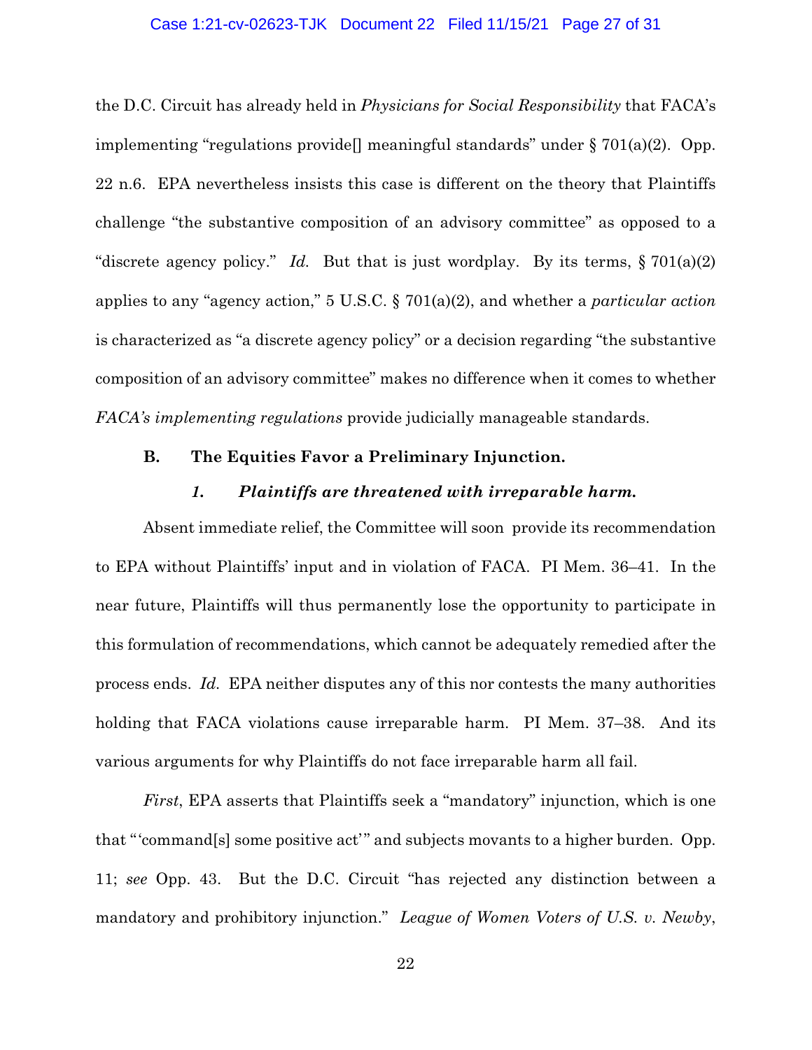the D.C. Circuit has already held in *Physicians for Social Responsibility* that FACA's implementing "regulations provide[] meaningful standards" under § 701(a)(2). Opp. 22 n.6. EPA nevertheless insists this case is different on the theory that Plaintiffs challenge "the substantive composition of an advisory committee" as opposed to a "discrete agency policy." *Id.* But that is just wordplay. By its terms, § 701(a)(2) applies to any "agency action," 5 U.S.C. § 701(a)(2), and whether a *particular action* is characterized as "a discrete agency policy" or a decision regarding "the substantive composition of an advisory committee" makes no difference when it comes to whether *FACA's implementing regulations* provide judicially manageable standards.

### B. The Equities Favor a Preliminary Injunction.

#### *1. Plaintiffs are threatened with irreparable harm.*

Absent immediate relief, the Committee will soon provide its recommendation to EPA without Plaintiffs' input and in violation of FACA. PI Mem. 36–41. In the near future, Plaintiffs will thus permanently lose the opportunity to participate in this formulation of recommendations, which cannot be adequately remedied after the process ends. *Id*. EPA neither disputes any of this nor contests the many authorities holding that FACA violations cause irreparable harm. PI Mem. 37–38. And its various arguments for why Plaintiffs do not face irreparable harm all fail.

*First*, EPA asserts that Plaintiffs seek a "mandatory" injunction, which is one that "'command[s] some positive act'" and subjects movants to a higher burden. Opp. 11; *see* Opp. 43. But the D.C. Circuit "has rejected any distinction between a mandatory and prohibitory injunction." *League of Women Voters of U.S. v. Newby*,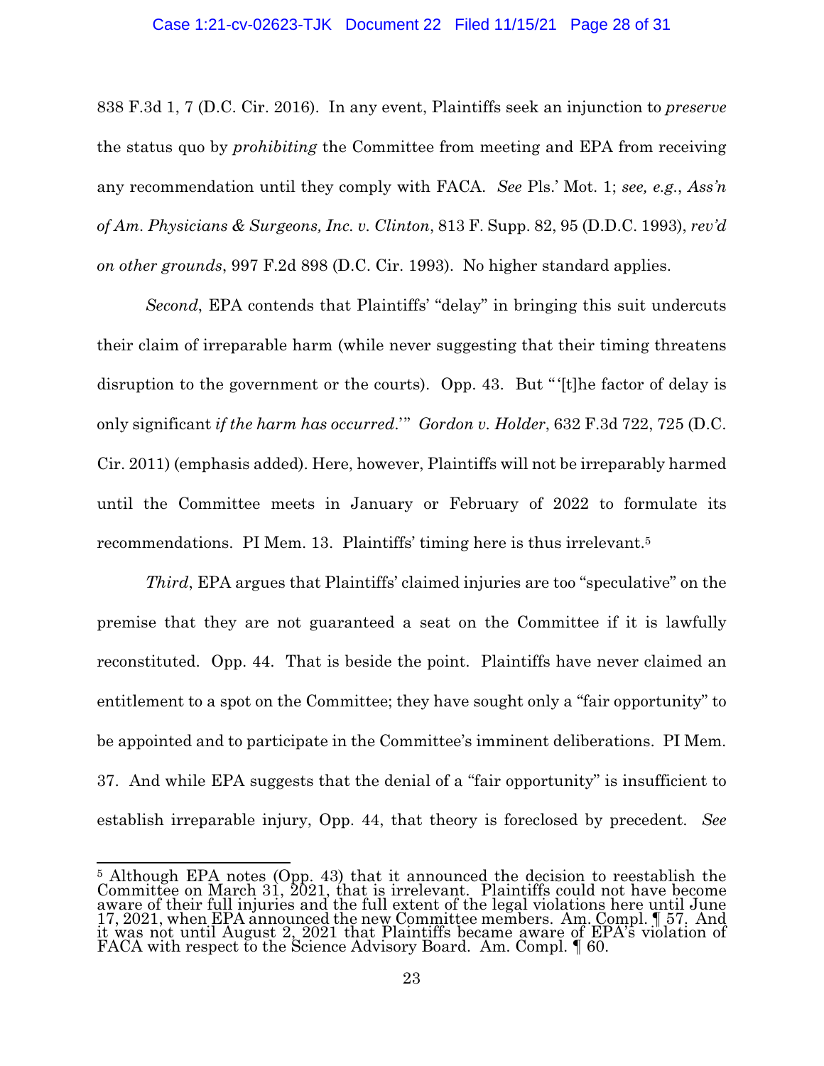838 F.3d 1, 7 (D.C. Cir. 2016). In any event, Plaintiffs seek an injunction to *preserve* the status quo by *prohibiting* the Committee from meeting and EPA from receiving any recommendation until they comply with FACA. *See* Pls.' Mot. 1; *see, e.g.*, *Ass'n of Am. Physicians & Surgeons, Inc. v. Clinton*, 813 F. Supp. 82, 95 (D.D.C. 1993), *rev'd on other grounds*, 997 F.2d 898 (D.C. Cir. 1993). No higher standard applies.

*Second*, EPA contends that Plaintiffs' "delay" in bringing this suit undercuts their claim of irreparable harm (while never suggesting that their timing threatens disruption to the government or the courts). Opp. 43. But "'[t]he factor of delay is only significant *if the harm has occurred*.'" *Gordon v. Holder*, 632 F.3d 722, 725 (D.C. Cir. 2011) (emphasis added). Here, however, Plaintiffs will not be irreparably harmed until the Committee meets in January or February of 2022 to formulate its recommendations. PI Mem. 13. Plaintiffs' timing here is thus irrelevant.[5]

*Third*, EPA argues that Plaintiffs' claimed injuries are too "speculative" on the premise that they are not guaranteed a seat on the Committee if it is lawfully reconstituted. Opp. 44. That is beside the point. Plaintiffs have never claimed an entitlement to a spot on the Committee; they have sought only a "fair opportunity" to be appointed and to participate in the Committee's imminent deliberations. PI Mem. 37. And while EPA suggests that the denial of a "fair opportunity" is insufficient to establish irreparable injury, Opp. 44, that theory is foreclosed by precedent. *See*

---

[5] Although EPA notes (Opp. 43) that it announced the decision to reestablish the Committee on March 31, 2021, that is irrelevant. Plaintiffs could not have become aware of their full injuries and the full extent of the legal violations here until June 17, 2021, when EPA announced the new Committee members. Am. Compl. ¶ 57. And it was not until August 2, 2021 that Plaintiffs became aware of EPA's violation of FACA with respect to the Science Advisory Board. Am. Compl. ¶ 60.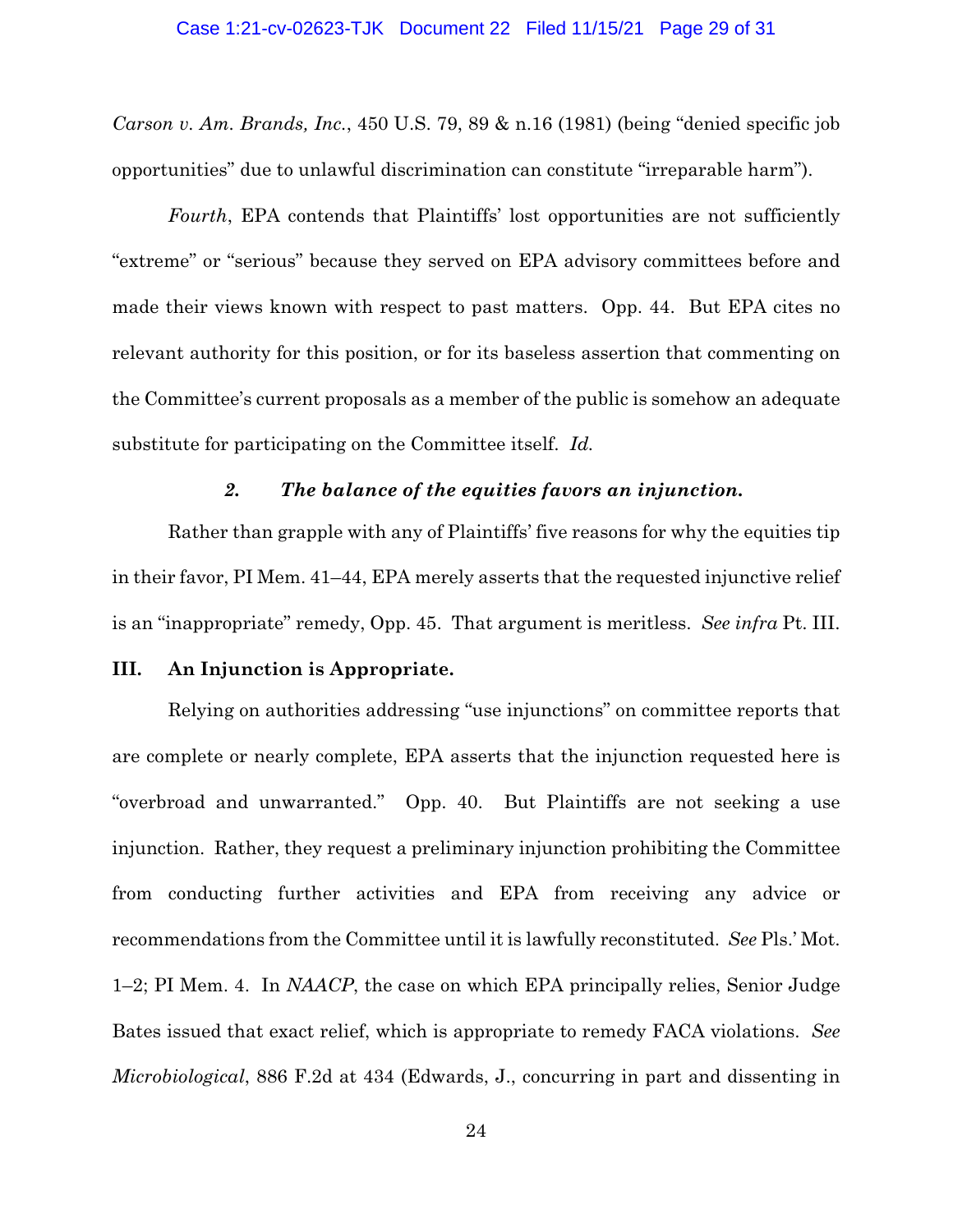*Carson v. Am. Brands, Inc.*, 450 U.S. 79, 89 & n.16 (1981) (being "denied specific job opportunities" due to unlawful discrimination can constitute "irreparable harm").

*Fourth*, EPA contends that Plaintiffs' lost opportunities are not sufficiently "extreme" or "serious" because they served on EPA advisory committees before and made their views known with respect to past matters. Opp. 44. But EPA cites no relevant authority for this position, or for its baseless assertion that commenting on the Committee's current proposals as a member of the public is somehow an adequate substitute for participating on the Committee itself. *Id.*

### ***2. The balance of the equities favors an injunction.***

Rather than grapple with any of Plaintiffs' five reasons for why the equities tip in their favor, PI Mem. 41–44, EPA merely asserts that the requested injunctive relief is an "inappropriate" remedy, Opp. 45. That argument is meritless. *See infra* Pt. III.

## **III. An Injunction is Appropriate.**

Relying on authorities addressing "use injunctions" on committee reports that are complete or nearly complete, EPA asserts that the injunction requested here is "overbroad and unwarranted." Opp. 40. But Plaintiffs are not seeking a use injunction. Rather, they request a preliminary injunction prohibiting the Committee from conducting further activities and EPA from receiving any advice or recommendations from the Committee until it is lawfully reconstituted. *See* Pls.' Mot. 1–2; PI Mem. 4. In *NAACP*, the case on which EPA principally relies, Senior Judge Bates issued that exact relief, which is appropriate to remedy FACA violations. *See Microbiological*, 886 F.2d at 434 (Edwards, J., concurring in part and dissenting in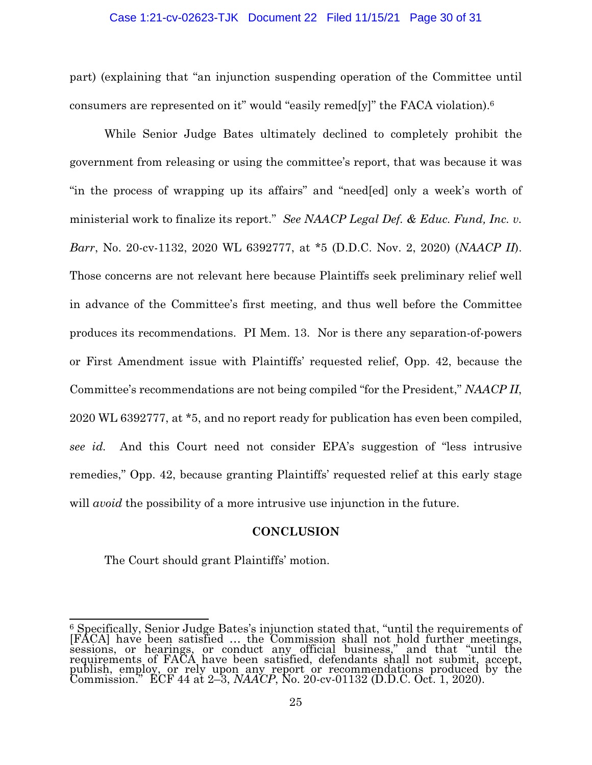part) (explaining that "an injunction suspending operation of the Committee until consumers are represented on it" would "easily remed[y]" the FACA violation).[6]

While Senior Judge Bates ultimately declined to completely prohibit the government from releasing or using the committee's report, that was because it was "in the process of wrapping up its affairs" and "need[ed] only a week's worth of ministerial work to finalize its report." *See NAACP Legal Def. & Educ. Fund, Inc. v. Barr*, No. 20-cv-1132, 2020 WL 6392777, at *5 (D.D.C. Nov. 2, 2020) (*NAACP II*). Those concerns are not relevant here because Plaintiffs seek preliminary relief well in advance of the Committee's first meeting, and thus well before the Committee produces its recommendations. PI Mem. 13. Nor is there any separation-of-powers or First Amendment issue with Plaintiffs' requested relief, Opp. 42, because the Committee's recommendations are not being compiled "for the President," *NAACP II*, 2020 WL 6392777, at *5, and no report ready for publication has even been compiled, *see id.* And this Court need not consider EPA's suggestion of "less intrusive remedies," Opp. 42, because granting Plaintiffs' requested relief at this early stage will *avoid* the possibility of a more intrusive use injunction in the future.

## CONCLUSION

The Court should grant Plaintiffs' motion.

---

[6] Specifically, Senior Judge Bates's injunction stated that, "until the requirements of [FACA] have been satisfied … the Commission shall not hold further meetings, sessions, or hearings, or conduct any official business," and that "until the requirements of FACA have been satisfied, defendants shall not submit, accept, publish, employ, or rely upon any report or recommendations produced by the Commission." ECF 44 at 2–3, *NAACP*, No. 20-cv-01132 (D.D.C. Oct. 1, 2020).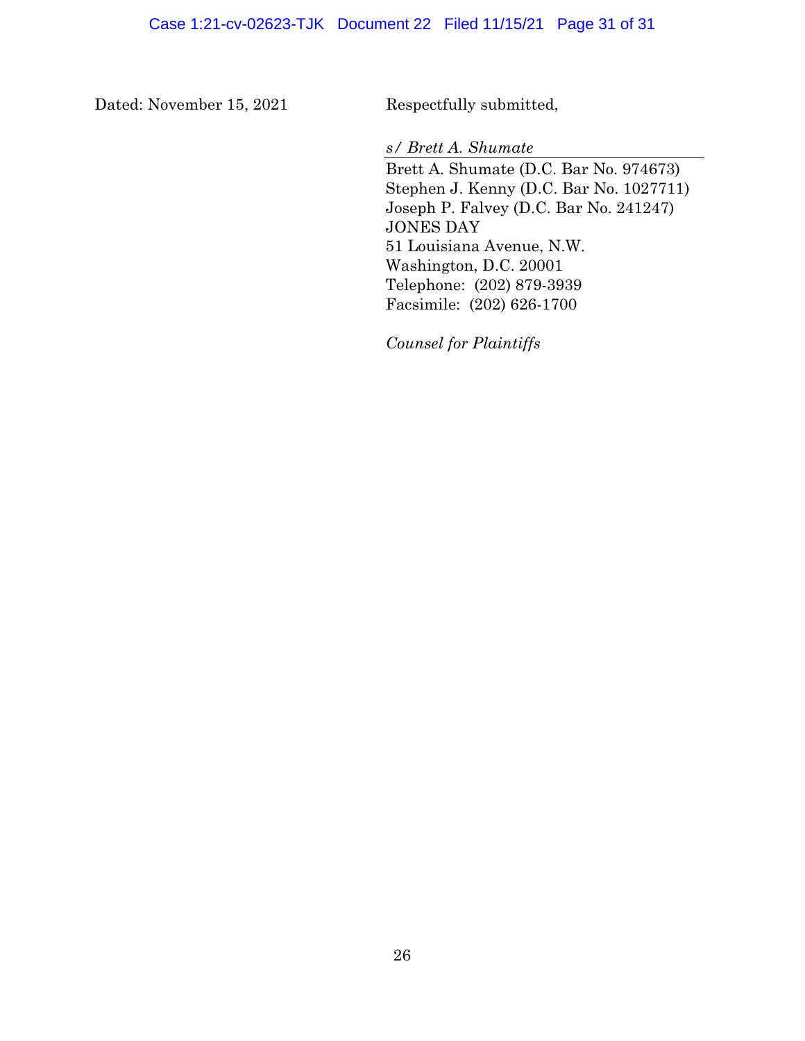Dated: November 15, 2021

Respectfully submitted,

*s/ Brett A. Shumate*

Brett A. Shumate (D.C. Bar No. 974673)
Stephen J. Kenny (D.C. Bar No. 1027711)
Joseph P. Falvey (D.C. Bar No. 241247)
JONES DAY
51 Louisiana Avenue, N.W.
Washington, D.C. 20001
Telephone: (202) 879-3939
Facsimile: (202) 626-1700

*Counsel for Plaintiffs*